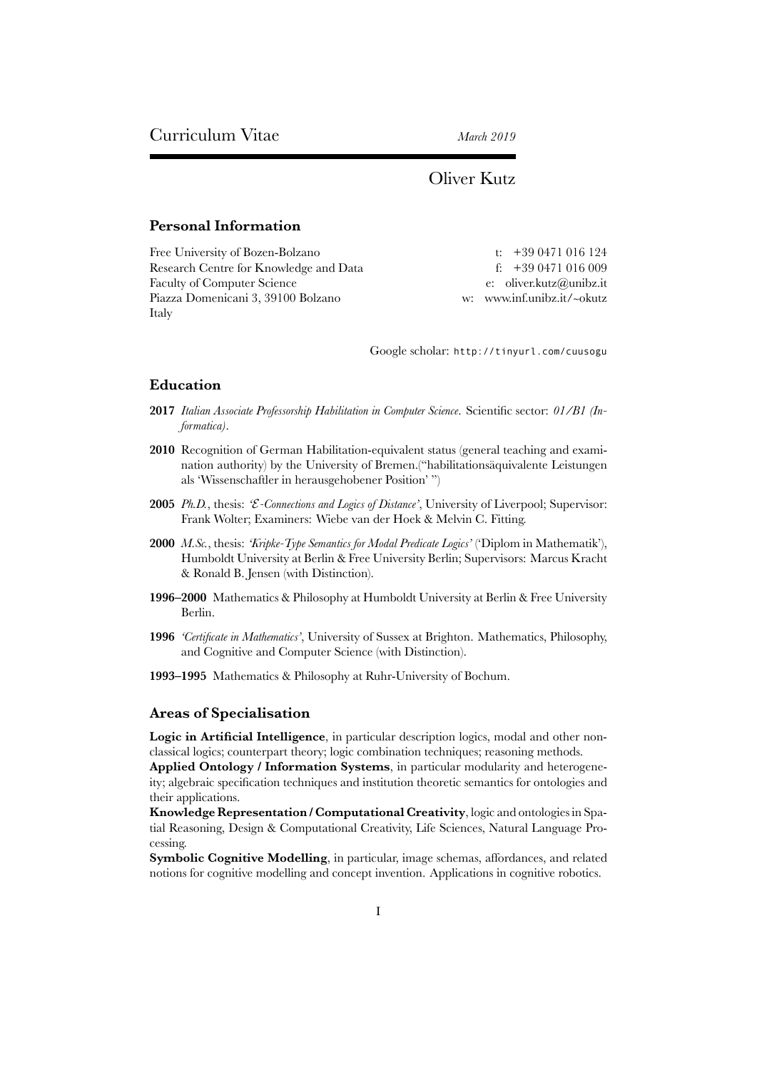Curriculum Vitae *March 2019*

# Oliver Kutz

## Personal Information

Free University of Bozen-Bolzano
Research Centre for Knowledge and Data
Faculty of Computer Science
Piazza Domenicani 3, 39100 Bolzano
Italy

t: +39 0471 016 124
f: +39 0471 016 009
e: oliver.kutz@unibz.it
w: www.inf.unibz.it/~okutz

Google scholar: http://tinyurl.com/cuusogu

## Education

**2017** *Italian Associate Professorship Habilitation in Computer Science.* Scientific sector: *01/B1 (Informatica)*.

**2010** Recognition of German Habilitation-equivalent status (general teaching and examination authority) by the University of Bremen.("habilitationsäquivalente Leistungen als 'Wissenschaftler in herausgehobener Position' ")

**2005** *Ph.D.*, thesis: *'$\mathcal{E}$-Connections and Logics of Distance'*, University of Liverpool; Supervisor: Frank Wolter; Examiners: Wiebe van der Hoek & Melvin C. Fitting.

**2000** *M.Sc.*, thesis: *'Kripke-Type Semantics for Modal Predicate Logics'* ('Diplom in Mathematik'), Humboldt University at Berlin & Free University Berlin; Supervisors: Marcus Kracht & Ronald B. Jensen (with Distinction).

**1996–2000** Mathematics & Philosophy at Humboldt University at Berlin & Free University Berlin.

**1996** *'Certificate in Mathematics'*, University of Sussex at Brighton. Mathematics, Philosophy, and Cognitive and Computer Science (with Distinction).

**1993–1995** Mathematics & Philosophy at Ruhr-University of Bochum.

## Areas of Specialisation

**Logic in Artificial Intelligence**, in particular description logics, modal and other non-classical logics; counterpart theory; logic combination techniques; reasoning methods.
**Applied Ontology / Information Systems**, in particular modularity and heterogeneity; algebraic specification techniques and institution theoretic semantics for ontologies and their applications.
**Knowledge Representation / Computational Creativity**, logic and ontologies in Spatial Reasoning, Design & Computational Creativity, Life Sciences, Natural Language Processing.
**Symbolic Cognitive Modelling**, in particular, image schemas, affordances, and related notions for cognitive modelling and concept invention. Applications in cognitive robotics.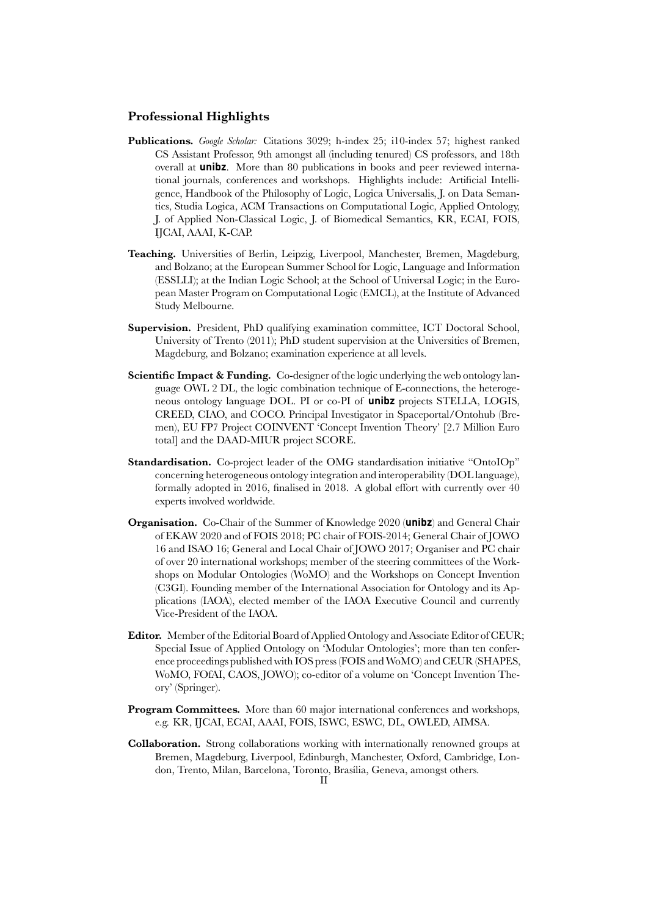## Professional Highlights

**Publications.** *Google Scholar:* Citations 3029; h-index 25; i10-index 57; highest ranked CS Assistant Professor, 9th amongst all (including tenured) CS professors, and 18th overall at **unibz**. More than 80 publications in books and peer reviewed international journals, conferences and workshops. Highlights include: Artificial Intelligence, Handbook of the Philosophy of Logic, Logica Universalis, J. on Data Semantics, Studia Logica, ACM Transactions on Computational Logic, Applied Ontology, J. of Applied Non-Classical Logic, J. of Biomedical Semantics, KR, ECAI, FOIS, IJCAI, AAAI, K-CAP.

**Teaching.** Universities of Berlin, Leipzig, Liverpool, Manchester, Bremen, Magdeburg, and Bolzano; at the European Summer School for Logic, Language and Information (ESSLLI); at the Indian Logic School; at the School of Universal Logic; in the European Master Program on Computational Logic (EMCL), at the Institute of Advanced Study Melbourne.

**Supervision.** President, PhD qualifying examination committee, ICT Doctoral School, University of Trento (2011); PhD student supervision at the Universities of Bremen, Magdeburg, and Bolzano; examination experience at all levels.

**Scientific Impact & Funding.** Co-designer of the logic underlying the web ontology language OWL 2 DL, the logic combination technique of E-connections, the heterogeneous ontology language DOL. PI or co-PI of **unibz** projects STELLA, LOGIS, CREED, CIAO, and COCO. Principal Investigator in Spaceportal/Ontohub (Bremen), EU FP7 Project COINVENT 'Concept Invention Theory' [2.7 Million Euro total] and the DAAD-MIUR project SCORE.

**Standardisation.** Co-project leader of the OMG standardisation initiative "OntoIOp" concerning heterogeneous ontology integration and interoperability (DOL language), formally adopted in 2016, finalised in 2018. A global effort with currently over 40 experts involved worldwide.

**Organisation.** Co-Chair of the Summer of Knowledge 2020 (**unibz**) and General Chair of EKAW 2020 and of FOIS 2018; PC chair of FOIS-2014; General Chair of JOWO 16 and ISAO 16; General and Local Chair of JOWO 2017; Organiser and PC chair of over 20 international workshops; member of the steering committees of the Workshops on Modular Ontologies (WoMO) and the Workshops on Concept Invention (C3GI). Founding member of the International Association for Ontology and its Applications (IAOA), elected member of the IAOA Executive Council and currently Vice-President of the IAOA.

**Editor.** Member of the Editorial Board of Applied Ontology and Associate Editor of CEUR; Special Issue of Applied Ontology on 'Modular Ontologies'; more than ten conference proceedings published with IOS press (FOIS and WoMO) and CEUR (SHAPES, WoMO, FOfAI, CAOS, JOWO); co-editor of a volume on 'Concept Invention Theory' (Springer).

**Program Committees.** More than 60 major international conferences and workshops, e.g. KR, IJCAI, ECAI, AAAI, FOIS, ISWC, ESWC, DL, OWLED, AIMSA.

**Collaboration.** Strong collaborations working with internationally renowned groups at Bremen, Magdeburg, Liverpool, Edinburgh, Manchester, Oxford, Cambridge, London, Trento, Milan, Barcelona, Toronto, Brasília, Geneva, amongst others.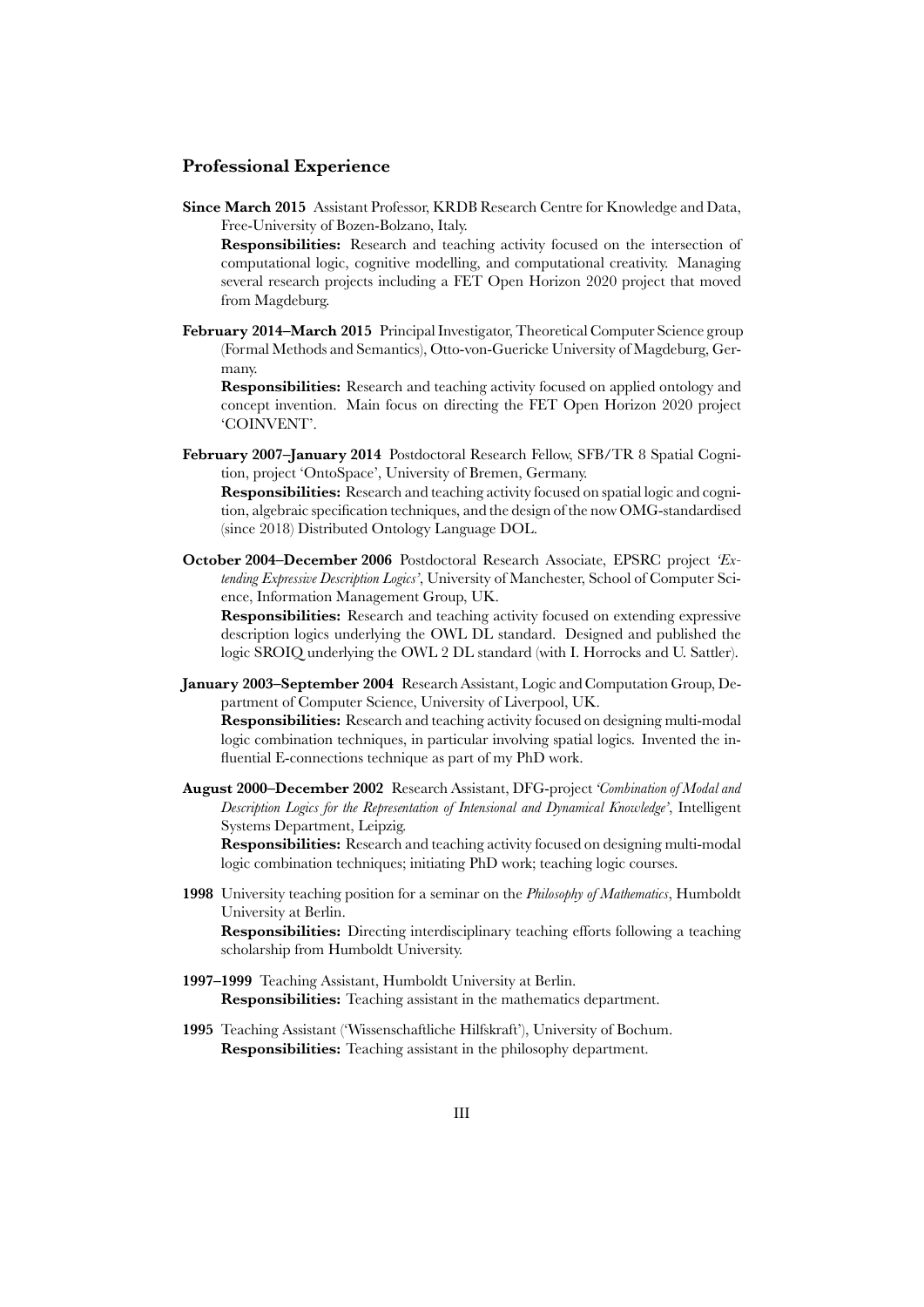## Professional Experience

**Since March 2015** Assistant Professor, KRDB Research Centre for Knowledge and Data, Free-University of Bozen-Bolzano, Italy.
**Responsibilities:** Research and teaching activity focused on the intersection of computational logic, cognitive modelling, and computational creativity. Managing several research projects including a FET Open Horizon 2020 project that moved from Magdeburg.

**February 2014–March 2015** Principal Investigator, Theoretical Computer Science group (Formal Methods and Semantics), Otto-von-Guericke University of Magdeburg, Germany.
**Responsibilities:** Research and teaching activity focused on applied ontology and concept invention. Main focus on directing the FET Open Horizon 2020 project 'COINVENT'.

**February 2007–January 2014** Postdoctoral Research Fellow, SFB/TR 8 Spatial Cognition, project 'OntoSpace', University of Bremen, Germany.
**Responsibilities:** Research and teaching activity focused on spatial logic and cognition, algebraic specification techniques, and the design of the now OMG-standardised (since 2018) Distributed Ontology Language DOL.

**October 2004–December 2006** Postdoctoral Research Associate, EPSRC project *'Extending Expressive Description Logics'*, University of Manchester, School of Computer Science, Information Management Group, UK.
**Responsibilities:** Research and teaching activity focused on extending expressive description logics underlying the OWL DL standard. Designed and published the logic SROIQ underlying the OWL 2 DL standard (with I. Horrocks and U. Sattler).

**January 2003–September 2004** Research Assistant, Logic and Computation Group, Department of Computer Science, University of Liverpool, UK.
**Responsibilities:** Research and teaching activity focused on designing multi-modal logic combination techniques, in particular involving spatial logics. Invented the influential E-connections technique as part of my PhD work.

**August 2000–December 2002** Research Assistant, DFG-project *'Combination of Modal and Description Logics for the Representation of Intensional and Dynamical Knowledge'*, Intelligent Systems Department, Leipzig.
**Responsibilities:** Research and teaching activity focused on designing multi-modal logic combination techniques; initiating PhD work; teaching logic courses.

**1998** University teaching position for a seminar on the *Philosophy of Mathematics*, Humboldt University at Berlin.
**Responsibilities:** Directing interdisciplinary teaching efforts following a teaching scholarship from Humboldt University.

**1997–1999** Teaching Assistant, Humboldt University at Berlin.
**Responsibilities:** Teaching assistant in the mathematics department.

**1995** Teaching Assistant ('Wissenschaftliche Hilfskraft'), University of Bochum.
**Responsibilities:** Teaching assistant in the philosophy department.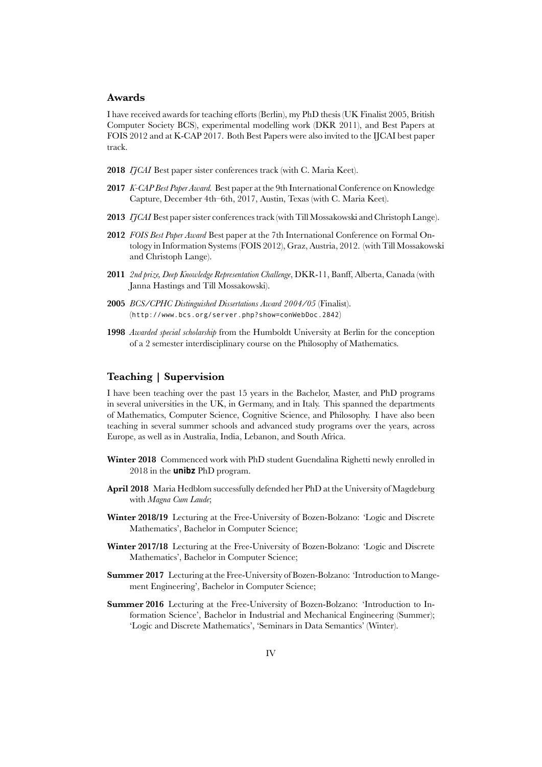## Awards

I have received awards for teaching efforts (Berlin), my PhD thesis (UK Finalist 2005, British Computer Society BCS), experimental modelling work (DKR 2011), and Best Papers at FOIS 2012 and at K-CAP 2017. Both Best Papers were also invited to the IJCAI best paper track.

**2018** *IJCAI* Best paper sister conferences track (with C. Maria Keet).

**2017** *K-CAP Best Paper Award.* Best paper at the 9th International Conference on Knowledge Capture, December 4th–6th, 2017, Austin, Texas (with C. Maria Keet).

**2013** *IJCAI* Best paper sister conferences track (with Till Mossakowski and Christoph Lange).

**2012** *FOIS Best Paper Award* Best paper at the 7th International Conference on Formal Ontology in Information Systems (FOIS 2012), Graz, Austria, 2012. (with Till Mossakowski and Christoph Lange).

**2011** *2nd prize, Deep Knowledge Representation Challenge*, DKR-11, Banff, Alberta, Canada (with Janna Hastings and Till Mossakowski).

**2005** *BCS/CPHC Distinguished Dissertations Award 2004/05* (Finalist). (`http://www.bcs.org/server.php?show=conWebDoc.2842`)

**1998** *Awarded special scholarship* from the Humboldt University at Berlin for the conception of a 2 semester interdisciplinary course on the Philosophy of Mathematics.

## Teaching | Supervision

I have been teaching over the past 15 years in the Bachelor, Master, and PhD programs in several universities in the UK, in Germany, and in Italy. This spanned the departments of Mathematics, Computer Science, Cognitive Science, and Philosophy. I have also been teaching in several summer schools and advanced study programs over the years, across Europe, as well as in Australia, India, Lebanon, and South Africa.

**Winter 2018** Commenced work with PhD student Guendalina Righetti newly enrolled in 2018 in the **unibz** PhD program.

**April 2018** Maria Hedblom successfully defended her PhD at the University of Magdeburg with *Magna Cum Laude*;

**Winter 2018/19** Lecturing at the Free-University of Bozen-Bolzano: 'Logic and Discrete Mathematics', Bachelor in Computer Science;

**Winter 2017/18** Lecturing at the Free-University of Bozen-Bolzano: 'Logic and Discrete Mathematics', Bachelor in Computer Science;

**Summer 2017** Lecturing at the Free-University of Bozen-Bolzano: 'Introduction to Mangement Engineering', Bachelor in Computer Science;

**Summer 2016** Lecturing at the Free-University of Bozen-Bolzano: 'Introduction to Information Science', Bachelor in Industrial and Mechanical Engineering (Summer); 'Logic and Discrete Mathematics', 'Seminars in Data Semantics' (Winter).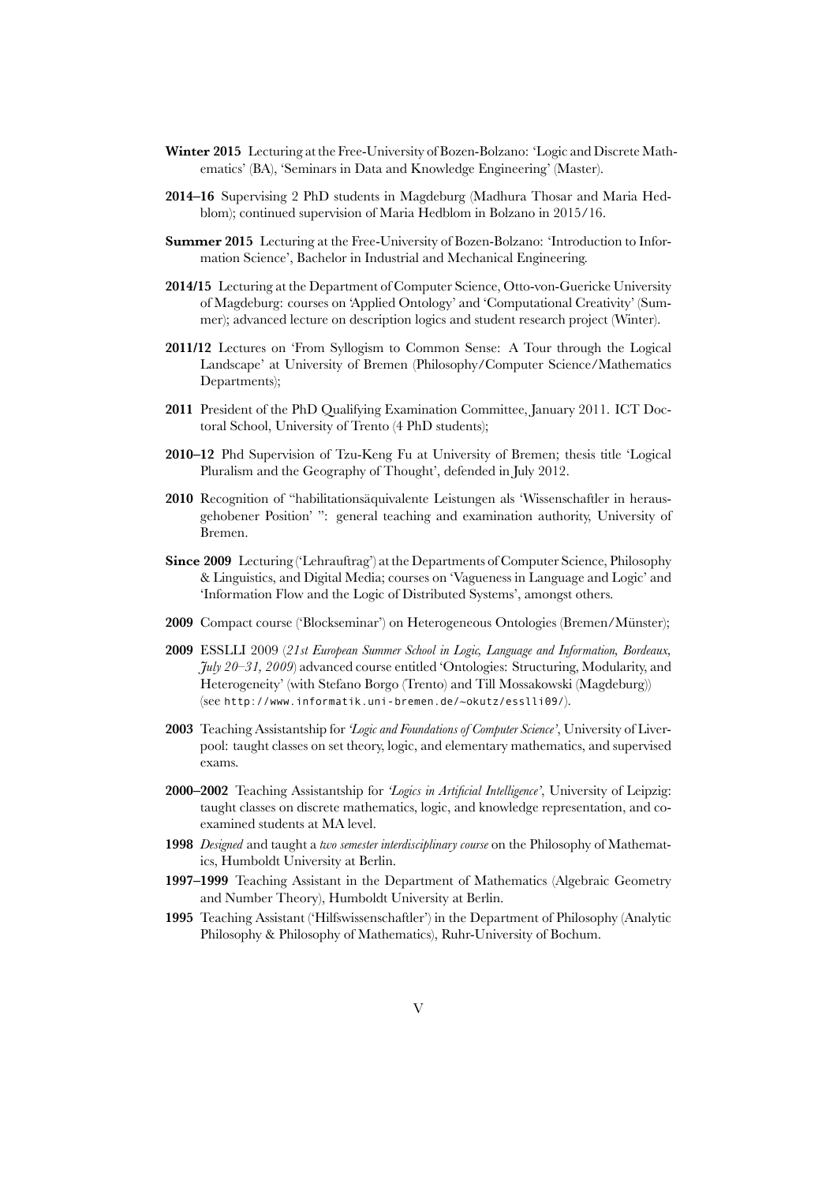**Winter 2015** Lecturing at the Free-University of Bozen-Bolzano: 'Logic and Discrete Mathematics' (BA), 'Seminars in Data and Knowledge Engineering' (Master).

**2014–16** Supervising 2 PhD students in Magdeburg (Madhura Thosar and Maria Hedblom); continued supervision of Maria Hedblom in Bolzano in 2015/16.

**Summer 2015** Lecturing at the Free-University of Bozen-Bolzano: 'Introduction to Information Science', Bachelor in Industrial and Mechanical Engineering.

**2014/15** Lecturing at the Department of Computer Science, Otto-von-Guericke University of Magdeburg: courses on 'Applied Ontology' and 'Computational Creativity' (Summer); advanced lecture on description logics and student research project (Winter).

**2011/12** Lectures on 'From Syllogism to Common Sense: A Tour through the Logical Landscape' at University of Bremen (Philosophy/Computer Science/Mathematics Departments);

**2011** President of the PhD Qualifying Examination Committee, January 2011. ICT Doctoral School, University of Trento (4 PhD students);

**2010–12** Phd Supervision of Tzu-Keng Fu at University of Bremen; thesis title 'Logical Pluralism and the Geography of Thought', defended in July 2012.

**2010** Recognition of "habilitationsäquivalente Leistungen als 'Wissenschaftler in herausgehobener Position' ": general teaching and examination authority, University of Bremen.

**Since 2009** Lecturing ('Lehrauftrag') at the Departments of Computer Science, Philosophy & Linguistics, and Digital Media; courses on 'Vagueness in Language and Logic' and 'Information Flow and the Logic of Distributed Systems', amongst others.

**2009** Compact course ('Blockseminar') on Heterogeneous Ontologies (Bremen/Münster);

**2009** ESSLLI 2009 (*21st European Summer School in Logic, Language and Information, Bordeaux, July 20–31, 2009*) advanced course entitled 'Ontologies: Structuring, Modularity, and Heterogeneity' (with Stefano Borgo (Trento) and Till Mossakowski (Magdeburg)) (see `http://www.informatik.uni-bremen.de/~okutz/esslli09/`).

**2003** Teaching Assistantship for *'Logic and Foundations of Computer Science'*, University of Liverpool: taught classes on set theory, logic, and elementary mathematics, and supervised exams.

**2000–2002** Teaching Assistantship for *'Logics in Artificial Intelligence'*, University of Leipzig: taught classes on discrete mathematics, logic, and knowledge representation, and co-examined students at MA level.

**1998** *Designed* and taught a *two semester interdisciplinary course* on the Philosophy of Mathematics, Humboldt University at Berlin.

**1997–1999** Teaching Assistant in the Department of Mathematics (Algebraic Geometry and Number Theory), Humboldt University at Berlin.

**1995** Teaching Assistant ('Hilfswissenschaftler') in the Department of Philosophy (Analytic Philosophy & Philosophy of Mathematics), Ruhr-University of Bochum.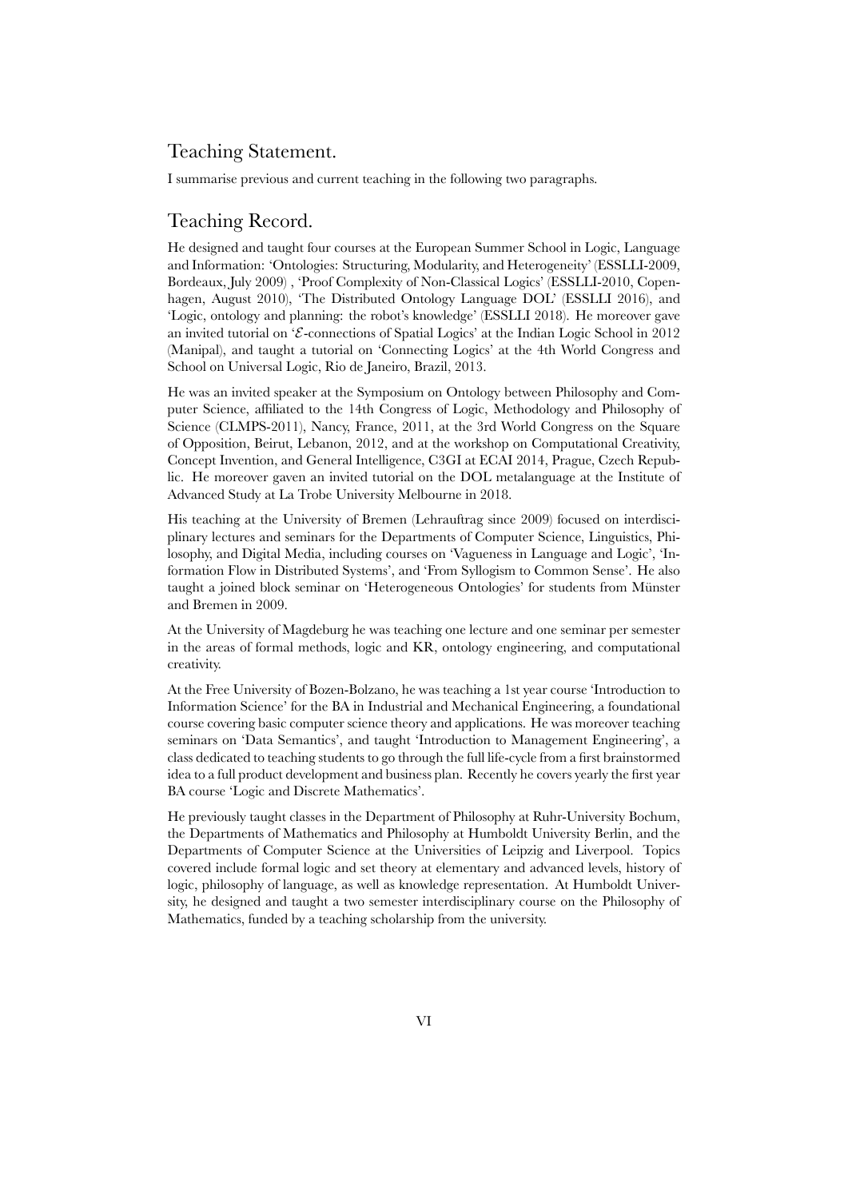## Teaching Statement.

I summarise previous and current teaching in the following two paragraphs.

## Teaching Record.

He designed and taught four courses at the European Summer School in Logic, Language and Information: 'Ontologies: Structuring, Modularity, and Heterogeneity' (ESSLLI-2009, Bordeaux, July 2009) , 'Proof Complexity of Non-Classical Logics' (ESSLLI-2010, Copenhagen, August 2010), 'The Distributed Ontology Language DOL' (ESSLLI 2016), and 'Logic, ontology and planning: the robot's knowledge' (ESSLLI 2018). He moreover gave an invited tutorial on '$\mathcal{E}$-connections of Spatial Logics' at the Indian Logic School in 2012 (Manipal), and taught a tutorial on 'Connecting Logics' at the 4th World Congress and School on Universal Logic, Rio de Janeiro, Brazil, 2013.

He was an invited speaker at the Symposium on Ontology between Philosophy and Computer Science, affiliated to the 14th Congress of Logic, Methodology and Philosophy of Science (CLMPS-2011), Nancy, France, 2011, at the 3rd World Congress on the Square of Opposition, Beirut, Lebanon, 2012, and at the workshop on Computational Creativity, Concept Invention, and General Intelligence, C3GI at ECAI 2014, Prague, Czech Republic. He moreover gaven an invited tutorial on the DOL metalanguage at the Institute of Advanced Study at La Trobe University Melbourne in 2018.

His teaching at the University of Bremen (Lehrauftrag since 2009) focused on interdisciplinary lectures and seminars for the Departments of Computer Science, Linguistics, Philosophy, and Digital Media, including courses on 'Vagueness in Language and Logic', 'Information Flow in Distributed Systems', and 'From Syllogism to Common Sense'. He also taught a joined block seminar on 'Heterogeneous Ontologies' for students from Münster and Bremen in 2009.

At the University of Magdeburg he was teaching one lecture and one seminar per semester in the areas of formal methods, logic and KR, ontology engineering, and computational creativity.

At the Free University of Bozen-Bolzano, he was teaching a 1st year course 'Introduction to Information Science' for the BA in Industrial and Mechanical Engineering, a foundational course covering basic computer science theory and applications. He was moreover teaching seminars on 'Data Semantics', and taught 'Introduction to Management Engineering', a class dedicated to teaching students to go through the full life-cycle from a first brainstormed idea to a full product development and business plan. Recently he covers yearly the first year BA course 'Logic and Discrete Mathematics'.

He previously taught classes in the Department of Philosophy at Ruhr-University Bochum, the Departments of Mathematics and Philosophy at Humboldt University Berlin, and the Departments of Computer Science at the Universities of Leipzig and Liverpool. Topics covered include formal logic and set theory at elementary and advanced levels, history of logic, philosophy of language, as well as knowledge representation. At Humboldt University, he designed and taught a two semester interdisciplinary course on the Philosophy of Mathematics, funded by a teaching scholarship from the university.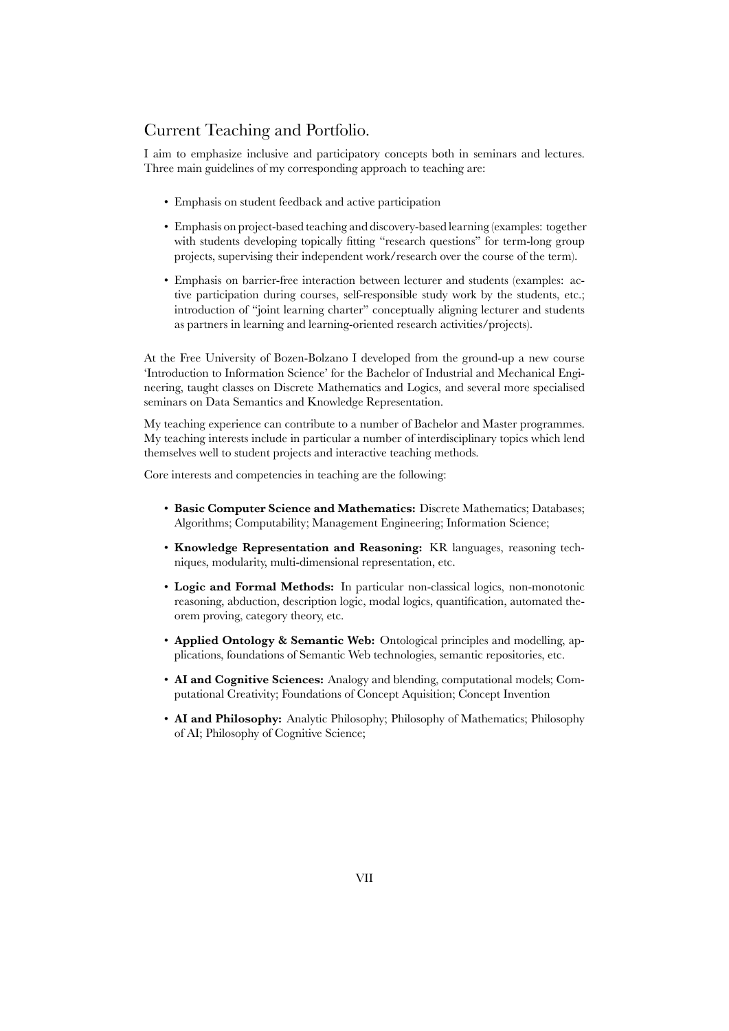## Current Teaching and Portfolio.

I aim to emphasize inclusive and participatory concepts both in seminars and lectures. Three main guidelines of my corresponding approach to teaching are:

- Emphasis on student feedback and active participation
- Emphasis on project-based teaching and discovery-based learning (examples: together with students developing topically fitting "research questions" for term-long group projects, supervising their independent work/research over the course of the term).
- Emphasis on barrier-free interaction between lecturer and students (examples: active participation during courses, self-responsible study work by the students, etc.; introduction of "joint learning charter" conceptually aligning lecturer and students as partners in learning and learning-oriented research activities/projects).

At the Free University of Bozen-Bolzano I developed from the ground-up a new course 'Introduction to Information Science' for the Bachelor of Industrial and Mechanical Engineering, taught classes on Discrete Mathematics and Logics, and several more specialised seminars on Data Semantics and Knowledge Representation.

My teaching experience can contribute to a number of Bachelor and Master programmes. My teaching interests include in particular a number of interdisciplinary topics which lend themselves well to student projects and interactive teaching methods.

Core interests and competencies in teaching are the following:

- **Basic Computer Science and Mathematics:** Discrete Mathematics; Databases; Algorithms; Computability; Management Engineering; Information Science;
- **Knowledge Representation and Reasoning:** KR languages, reasoning techniques, modularity, multi-dimensional representation, etc.
- **Logic and Formal Methods:** In particular non-classical logics, non-monotonic reasoning, abduction, description logic, modal logics, quantification, automated theorem proving, category theory, etc.
- **Applied Ontology & Semantic Web:** Ontological principles and modelling, applications, foundations of Semantic Web technologies, semantic repositories, etc.
- **AI and Cognitive Sciences:** Analogy and blending, computational models; Computational Creativity; Foundations of Concept Aquisition; Concept Invention
- **AI and Philosophy:** Analytic Philosophy; Philosophy of Mathematics; Philosophy of AI; Philosophy of Cognitive Science;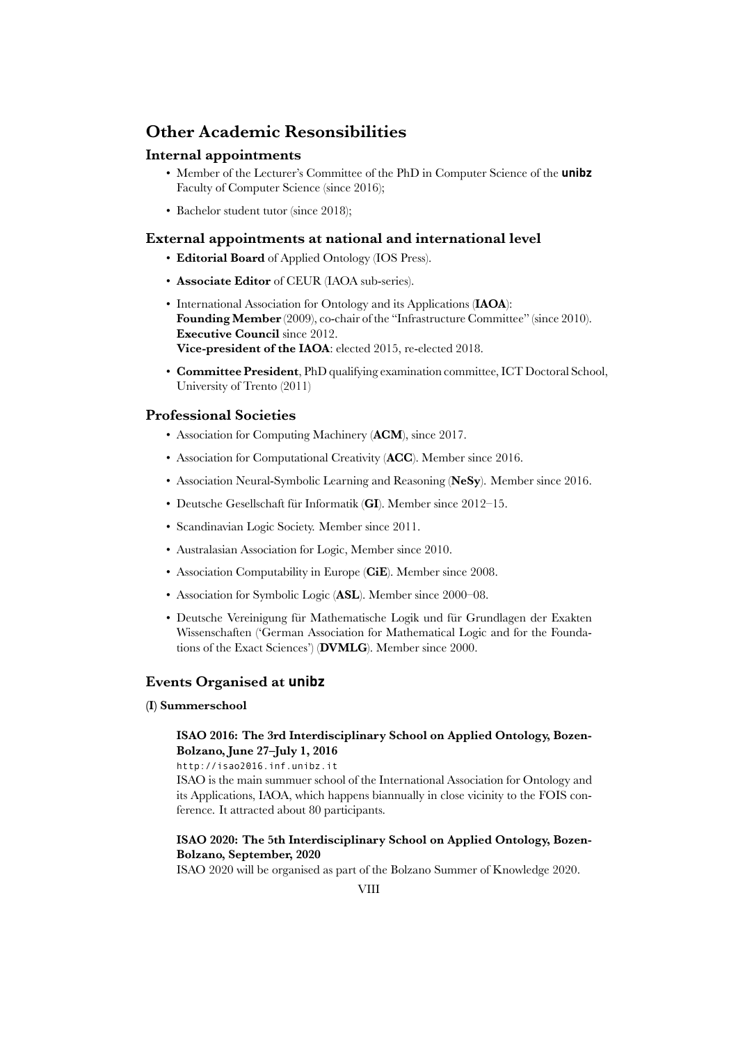# Other Academic Resonsibilities

## Internal appointments

- Member of the Lecturer's Committee of the PhD in Computer Science of the **unibz** Faculty of Computer Science (since 2016);
- Bachelor student tutor (since 2018);

## External appointments at national and international level

- **Editorial Board** of Applied Ontology (IOS Press).
- **Associate Editor** of CEUR (IAOA sub-series).
- International Association for Ontology and its Applications (**IAOA**):
  **Founding Member** (2009), co-chair of the "Infrastructure Committee" (since 2010).
  **Executive Council** since 2012.
  **Vice-president of the IAOA**: elected 2015, re-elected 2018.
- **Committee President**, PhD qualifying examination committee, ICT Doctoral School, University of Trento (2011)

## Professional Societies

- Association for Computing Machinery (**ACM**), since 2017.
- Association for Computational Creativity (**ACC**). Member since 2016.
- Association Neural-Symbolic Learning and Reasoning (**NeSy**). Member since 2016.
- Deutsche Gesellschaft für Informatik (**GI**). Member since 2012–15.
- Scandinavian Logic Society. Member since 2011.
- Australasian Association for Logic, Member since 2010.
- Association Computability in Europe (**CiE**). Member since 2008.
- Association for Symbolic Logic (**ASL**). Member since 2000–08.
- Deutsche Vereinigung für Mathematische Logik und für Grundlagen der Exakten Wissenschaften ('German Association for Mathematical Logic and for the Foundations of the Exact Sciences') (**DVMLG**). Member since 2000.

## Events Organised at unibz

**(I) Summerschool**

**ISAO 2016: The 3rd Interdisciplinary School on Applied Ontology, Bozen-Bolzano, June 27–July 1, 2016**

http://isao2016.inf.unibz.it

ISAO is the main summuer school of the International Association for Ontology and its Applications, IAOA, which happens biannually in close vicinity to the FOIS conference. It attracted about 80 participants.

**ISAO 2020: The 5th Interdisciplinary School on Applied Ontology, Bozen-Bolzano, September, 2020**

ISAO 2020 will be organised as part of the Bolzano Summer of Knowledge 2020.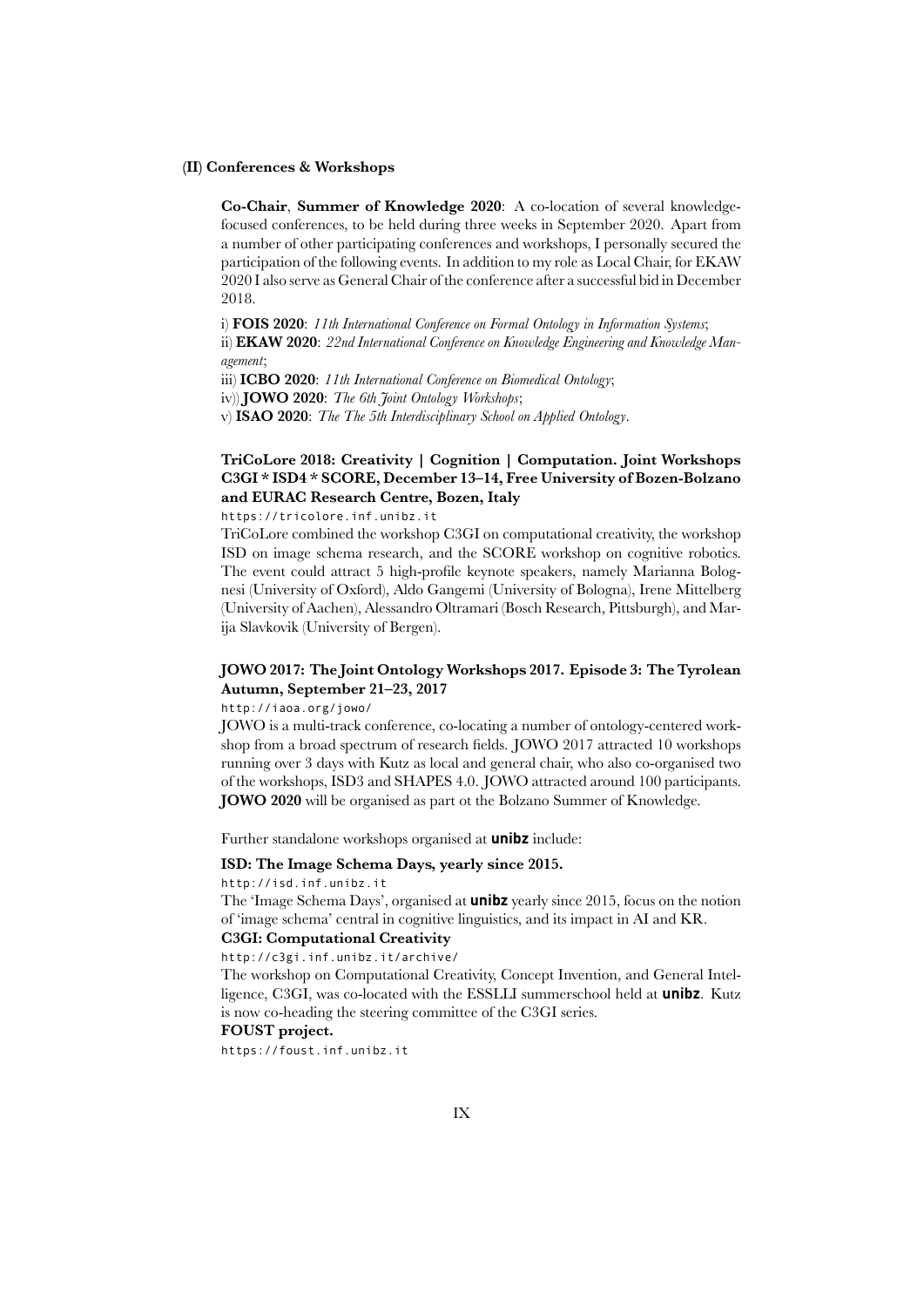**(II) Conferences & Workshops**

**Co-Chair**, **Summer of Knowledge 2020**: A co-location of several knowledge-focused conferences, to be held during three weeks in September 2020. Apart from a number of other participating conferences and workshops, I personally secured the participation of the following events. In addition to my role as Local Chair, for EKAW 2020 I also serve as General Chair of the conference after a successful bid in December 2018.

i) **FOIS 2020**: *11th International Conference on Formal Ontology in Information Systems*;
ii) **EKAW 2020**: *22nd International Conference on Knowledge Engineering and Knowledge Management*;
iii) **ICBO 2020**: *11th International Conference on Biomedical Ontology*;
iv)) **JOWO 2020**: *The 6th Joint Ontology Workshops*;
v) **ISAO 2020**: *The The 5th Interdisciplinary School on Applied Ontology*.

**TriCoLore 2018: Creativity | Cognition | Computation. Joint Workshops C3GI * ISD4 * SCORE, December 13–14, Free University of Bozen-Bolzano and EURAC Research Centre, Bozen, Italy**

https://tricolore.inf.unibz.it

TriCoLore combined the workshop C3GI on computational creativity, the workshop ISD on image schema research, and the SCORE workshop on cognitive robotics. The event could attract 5 high-profile keynote speakers, namely Marianna Bolognesi (University of Oxford), Aldo Gangemi (University of Bologna), Irene Mittelberg (University of Aachen), Alessandro Oltramari (Bosch Research, Pittsburgh), and Marija Slavkovik (University of Bergen).

**JOWO 2017: The Joint Ontology Workshops 2017. Episode 3: The Tyrolean Autumn, September 21–23, 2017**

http://iaoa.org/jowo/

JOWO is a multi-track conference, co-locating a number of ontology-centered workshop from a broad spectrum of research fields. JOWO 2017 attracted 10 workshops running over 3 days with Kutz as local and general chair, who also co-organised two of the workshops, ISD3 and SHAPES 4.0. JOWO attracted around 100 participants. **JOWO 2020** will be organised as part ot the Bolzano Summer of Knowledge.

Further standalone workshops organised at **unibz** include:

**ISD: The Image Schema Days, yearly since 2015.**

http://isd.inf.unibz.it

The 'Image Schema Days', organised at **unibz** yearly since 2015, focus on the notion of 'image schema' central in cognitive linguistics, and its impact in AI and KR.

**C3GI: Computational Creativity**

http://c3gi.inf.unibz.it/archive/

The workshop on Computational Creativity, Concept Invention, and General Intelligence, C3GI, was co-located with the ESSLLI summerschool held at **unibz**. Kutz is now co-heading the steering committee of the C3GI series.

**FOUST project.**

https://foust.inf.unibz.it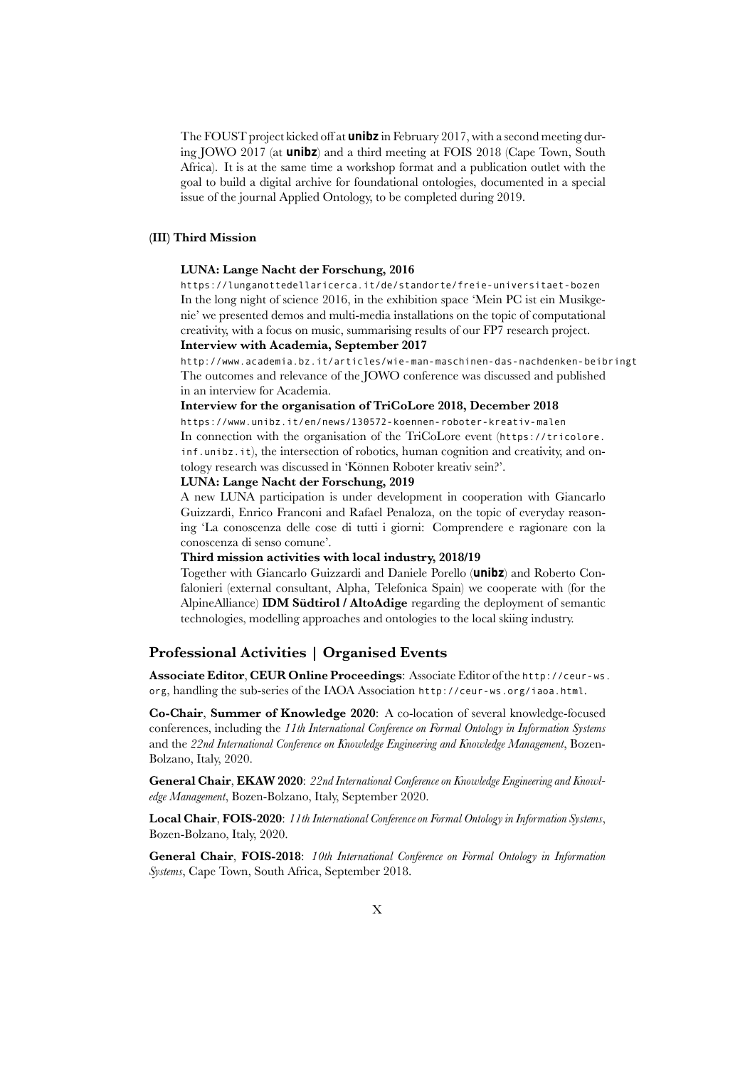The FOUST project kicked off at **unibz** in February 2017, with a second meeting during JOWO 2017 (at **unibz**) and a third meeting at FOIS 2018 (Cape Town, South Africa). It is at the same time a workshop format and a publication outlet with the goal to build a digital archive for foundational ontologies, documented in a special issue of the journal Applied Ontology, to be completed during 2019.

**(III) Third Mission**

**LUNA: Lange Nacht der Forschung, 2016**
`https://lunganottedellaricerca.it/de/standorte/freie-universitaet-bozen`
In the long night of science 2016, in the exhibition space 'Mein PC ist ein Musikgenie' we presented demos and multi-media installations on the topic of computational creativity, with a focus on music, summarising results of our FP7 research project.

**Interview with Academia, September 2017**
`http://www.academia.bz.it/articles/wie-man-maschinen-das-nachdenken-beibringt`
The outcomes and relevance of the JOWO conference was discussed and published in an interview for Academia.

**Interview for the organisation of TriCoLore 2018, December 2018**
`https://www.unibz.it/en/news/130572-koennen-roboter-kreativ-malen`
In connection with the organisation of the TriCoLore event (`https://tricolore.inf.unibz.it`), the intersection of robotics, human cognition and creativity, and ontology research was discussed in 'Können Roboter kreativ sein?'.

**LUNA: Lange Nacht der Forschung, 2019**
A new LUNA participation is under development in cooperation with Giancarlo Guizzardi, Enrico Franconi and Rafael Penaloza, on the topic of everyday reasoning 'La conoscenza delle cose di tutti i giorni: Comprendere e ragionare con la conoscenza di senso comune'.

**Third mission activities with local industry, 2018/19**
Together with Giancarlo Guizzardi and Daniele Porello (**unibz**) and Roberto Confalonieri (external consultant, Alpha, Telefonica Spain) we cooperate with (for the AlpineAlliance) **IDM Südtirol / AltoAdige** regarding the deployment of semantic technologies, modelling approaches and ontologies to the local skiing industry.

## Professional Activities | Organised Events

**Associate Editor**, **CEUR Online Proceedings**: Associate Editor of the `http://ceur-ws.org`, handling the sub-series of the IAOA Association `http://ceur-ws.org/iaoa.html`.

**Co-Chair**, **Summer of Knowledge 2020**: A co-location of several knowledge-focused conferences, including the *11th International Conference on Formal Ontology in Information Systems* and the *22nd International Conference on Knowledge Engineering and Knowledge Management*, Bozen-Bolzano, Italy, 2020.

**General Chair**, **EKAW 2020**: *22nd International Conference on Knowledge Engineering and Knowledge Management*, Bozen-Bolzano, Italy, September 2020.

**Local Chair**, **FOIS-2020**: *11th International Conference on Formal Ontology in Information Systems*, Bozen-Bolzano, Italy, 2020.

**General Chair**, **FOIS-2018**: *10th International Conference on Formal Ontology in Information Systems*, Cape Town, South Africa, September 2018.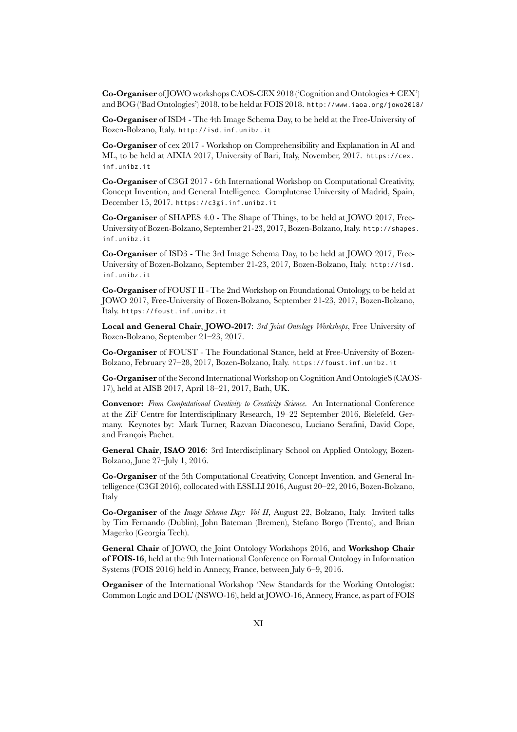**Co-Organiser** of JOWO workshops CAOS-CEX 2018 ('Cognition and Ontologies + CEX') and BOG ('Bad Ontologies') 2018, to be held at FOIS 2018. http://www.iaoa.org/jowo2018/

**Co-Organiser** of ISD4 - The 4th Image Schema Day, to be held at the Free-University of Bozen-Bolzano, Italy. http://isd.inf.unibz.it

**Co-Organiser** of cex 2017 - Workshop on Comprehensibility and Explanation in AI and ML, to be held at AIXIA 2017, University of Bari, Italy, November, 2017. https://cex.inf.unibz.it

**Co-Organiser** of C3GI 2017 - 6th International Workshop on Computational Creativity, Concept Invention, and General Intelligence. Complutense University of Madrid, Spain, December 15, 2017. https://c3gi.inf.unibz.it

**Co-Organiser** of SHAPES 4.0 - The Shape of Things, to be held at JOWO 2017, Free-University of Bozen-Bolzano, September 21-23, 2017, Bozen-Bolzano, Italy. http://shapes.inf.unibz.it

**Co-Organiser** of ISD3 - The 3rd Image Schema Day, to be held at JOWO 2017, Free-University of Bozen-Bolzano, September 21-23, 2017, Bozen-Bolzano, Italy. http://isd.inf.unibz.it

**Co-Organiser** of FOUST II - The 2nd Workshop on Foundational Ontology, to be held at JOWO 2017, Free-University of Bozen-Bolzano, September 21-23, 2017, Bozen-Bolzano, Italy. https://foust.inf.unibz.it

**Local and General Chair**, **JOWO-2017**: *3rd Joint Ontology Workshops*, Free University of Bozen-Bolzano, September 21–23, 2017.

**Co-Organiser** of FOUST - The Foundational Stance, held at Free-University of Bozen-Bolzano, February 27–28, 2017, Bozen-Bolzano, Italy. https://foust.inf.unibz.it

**Co-Organiser** of the Second International Workshop on Cognition And OntologieS (CAOS-17), held at AISB 2017, April 18–21, 2017, Bath, UK.

**Convenor:** *From Computational Creativity to Creativity Science*. An International Conference at the ZiF Centre for Interdisciplinary Research, 19–22 September 2016, Bielefeld, Germany. Keynotes by: Mark Turner, Razvan Diaconescu, Luciano Serafini, David Cope, and François Pachet.

**General Chair**, **ISAO 2016**: 3rd Interdisciplinary School on Applied Ontology, Bozen-Bolzano, June 27–July 1, 2016.

**Co-Organiser** of the 5th Computational Creativity, Concept Invention, and General Intelligence (C3GI 2016), collocated with ESSLLI 2016, August 20–22, 2016, Bozen-Bolzano, Italy

**Co-Organiser** of the *Image Schema Day: Vol II*, August 22, Bolzano, Italy. Invited talks by Tim Fernando (Dublin), John Bateman (Bremen), Stefano Borgo (Trento), and Brian Magerko (Georgia Tech).

**General Chair** of JOWO, the Joint Ontology Workshops 2016, and **Workshop Chair of FOIS-16**, held at the 9th International Conference on Formal Ontology in Information Systems (FOIS 2016) held in Annecy, France, between July 6–9, 2016.

**Organiser** of the International Workshop 'New Standards for the Working Ontologist: Common Logic and DOL' (NSWO-16), held at JOWO-16, Annecy, France, as part of FOIS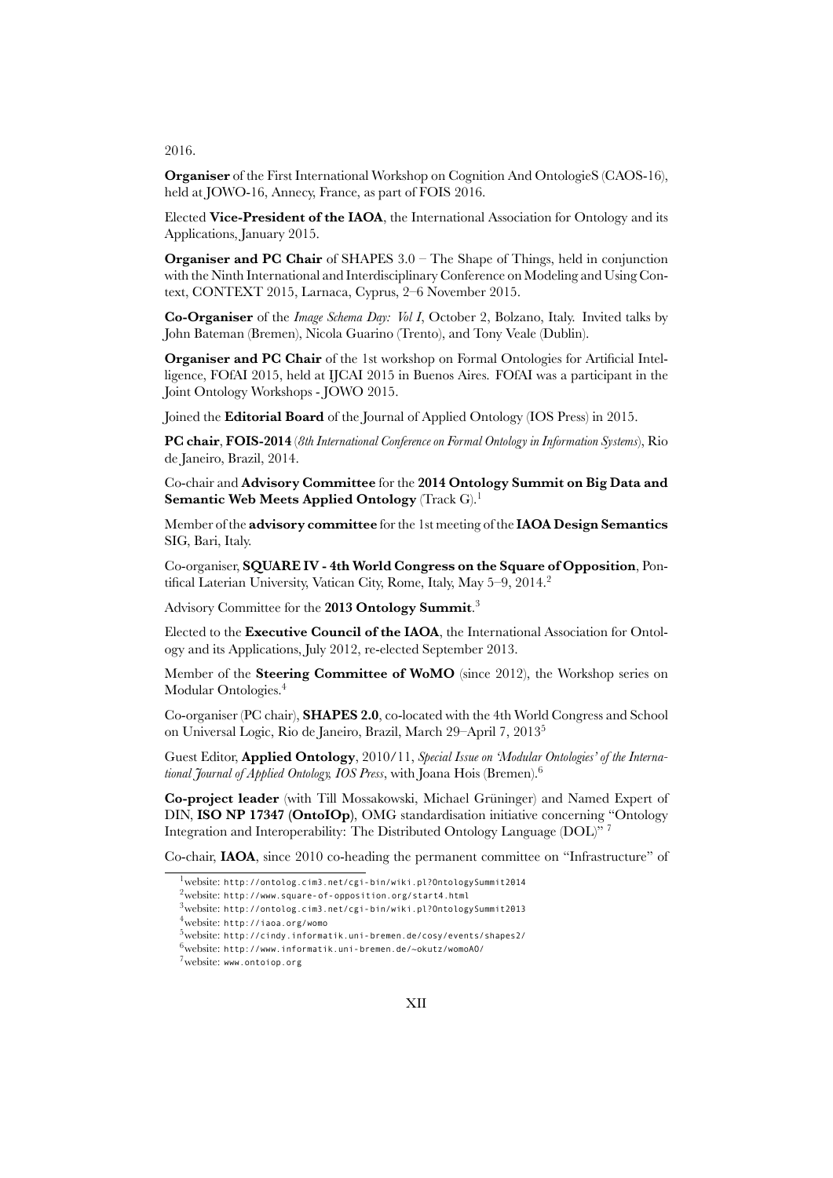2016.

**Organiser** of the First International Workshop on Cognition And OntologieS (CAOS-16), held at JOWO-16, Annecy, France, as part of FOIS 2016.

Elected **Vice-President of the IAOA**, the International Association for Ontology and its Applications, January 2015.

**Organiser and PC Chair** of SHAPES 3.0 – The Shape of Things, held in conjunction with the Ninth International and Interdisciplinary Conference on Modeling and Using Context, CONTEXT 2015, Larnaca, Cyprus, 2–6 November 2015.

**Co-Organiser** of the *Image Schema Day: Vol I*, October 2, Bolzano, Italy. Invited talks by John Bateman (Bremen), Nicola Guarino (Trento), and Tony Veale (Dublin).

**Organiser and PC Chair** of the 1st workshop on Formal Ontologies for Artificial Intelligence, FOfAI 2015, held at IJCAI 2015 in Buenos Aires. FOfAI was a participant in the Joint Ontology Workshops - JOWO 2015.

Joined the **Editorial Board** of the Journal of Applied Ontology (IOS Press) in 2015.

**PC chair**, **FOIS-2014** (*8th International Conference on Formal Ontology in Information Systems*), Rio de Janeiro, Brazil, 2014.

Co-chair and **Advisory Committee** for the **2014 Ontology Summit on Big Data and Semantic Web Meets Applied Ontology** (Track G).[1]

Member of the **advisory committee** for the 1st meeting of the **IAOA Design Semantics** SIG, Bari, Italy.

Co-organiser, **SQUARE IV - 4th World Congress on the Square of Opposition**, Pontifical Laterian University, Vatican City, Rome, Italy, May 5–9, 2014.[2]

Advisory Committee for the **2013 Ontology Summit**.[3]

Elected to the **Executive Council of the IAOA**, the International Association for Ontology and its Applications, July 2012, re-elected September 2013.

Member of the **Steering Committee of WoMO** (since 2012), the Workshop series on Modular Ontologies.[4]

Co-organiser (PC chair), **SHAPES 2.0**, co-located with the 4th World Congress and School on Universal Logic, Rio de Janeiro, Brazil, March 29–April 7, 2013[5]

Guest Editor, **Applied Ontology**, 2010/11, *Special Issue on 'Modular Ontologies' of the International Journal of Applied Ontology, IOS Press*, with Joana Hois (Bremen).[6]

**Co-project leader** (with Till Mossakowski, Michael Grüninger) and Named Expert of DIN, **ISO NP 17347 (OntoIOp)**, OMG standardisation initiative concerning "Ontology Integration and Interoperability: The Distributed Ontology Language (DOL)" [7]

Co-chair, **IAOA**, since 2010 co-heading the permanent committee on "Infrastructure" of

[1] website: http://ontolog.cim3.net/cgi-bin/wiki.pl?OntologySummit2014

[2] website: http://www.square-of-opposition.org/start4.html

[3] website: http://ontolog.cim3.net/cgi-bin/wiki.pl?OntologySummit2013

[4] website: http://iaoa.org/womo

[5] website: http://cindy.informatik.uni-bremen.de/cosy/events/shapes2/

[6] website: http://www.informatik.uni-bremen.de/~okutz/womoAO/

[7] website: www.ontoiop.org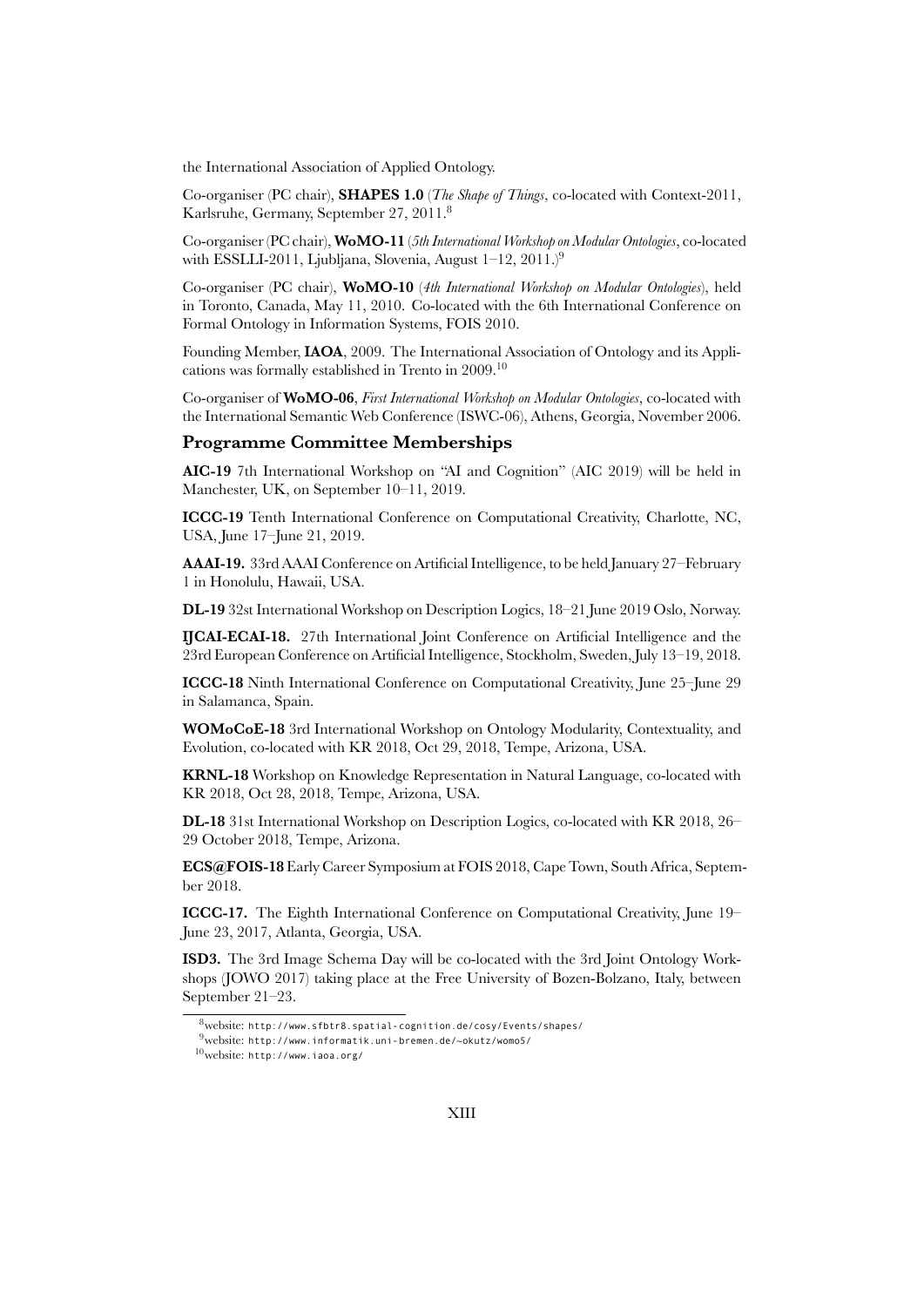the International Association of Applied Ontology.

Co-organiser (PC chair), **SHAPES 1.0** (*The Shape of Things*, co-located with Context-2011, Karlsruhe, Germany, September 27, 2011.[8]

Co-organiser (PC chair), **WoMO-11** (*5th International Workshop on Modular Ontologies*, co-located with ESSLLI-2011, Ljubljana, Slovenia, August 1–12, 2011.)[9]

Co-organiser (PC chair), **WoMO-10** (*4th International Workshop on Modular Ontologies*), held in Toronto, Canada, May 11, 2010. Co-located with the 6th International Conference on Formal Ontology in Information Systems, FOIS 2010.

Founding Member, **IAOA**, 2009. The International Association of Ontology and its Applications was formally established in Trento in 2009.[10]

Co-organiser of **WoMO-06**, *First International Workshop on Modular Ontologies*, co-located with the International Semantic Web Conference (ISWC-06), Athens, Georgia, November 2006.

## Programme Committee Memberships

**AIC-19** 7th International Workshop on "AI and Cognition" (AIC 2019) will be held in Manchester, UK, on September 10–11, 2019.

**ICCC-19** Tenth International Conference on Computational Creativity, Charlotte, NC, USA, June 17–June 21, 2019.

**AAAI-19.** 33rd AAAI Conference on Artificial Intelligence, to be held January 27–February 1 in Honolulu, Hawaii, USA.

**DL-19** 32st International Workshop on Description Logics, 18–21 June 2019 Oslo, Norway.

**IJCAI-ECAI-18.** 27th International Joint Conference on Artificial Intelligence and the 23rd European Conference on Artificial Intelligence, Stockholm, Sweden, July 13–19, 2018.

**ICCC-18** Ninth International Conference on Computational Creativity, June 25–June 29 in Salamanca, Spain.

**WOMoCoE-18** 3rd International Workshop on Ontology Modularity, Contextuality, and Evolution, co-located with KR 2018, Oct 29, 2018, Tempe, Arizona, USA.

**KRNL-18** Workshop on Knowledge Representation in Natural Language, co-located with KR 2018, Oct 28, 2018, Tempe, Arizona, USA.

**DL-18** 31st International Workshop on Description Logics, co-located with KR 2018, 26–29 October 2018, Tempe, Arizona.

**ECS@FOIS-18** Early Career Symposium at FOIS 2018, Cape Town, South Africa, September 2018.

**ICCC-17.** The Eighth International Conference on Computational Creativity, June 19–June 23, 2017, Atlanta, Georgia, USA.

**ISD3.** The 3rd Image Schema Day will be co-located with the 3rd Joint Ontology Workshops (JOWO 2017) taking place at the Free University of Bozen-Bolzano, Italy, between September 21–23.

[8] website: http://www.sfbtr8.spatial-cognition.de/cosy/Events/shapes/

[9] website: http://www.informatik.uni-bremen.de/~okutz/womo5/

[10] website: http://www.iaoa.org/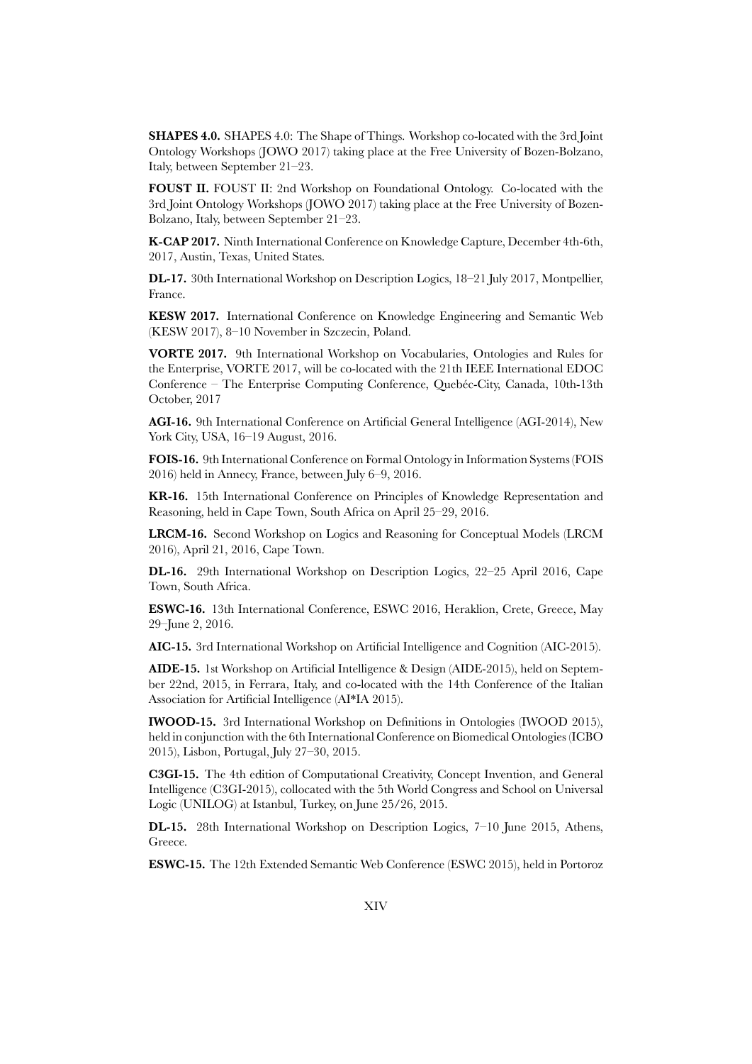**SHAPES 4.0.** SHAPES 4.0: The Shape of Things. Workshop co-located with the 3rd Joint Ontology Workshops (JOWO 2017) taking place at the Free University of Bozen-Bolzano, Italy, between September 21–23.

**FOUST II.** FOUST II: 2nd Workshop on Foundational Ontology. Co-located with the 3rd Joint Ontology Workshops (JOWO 2017) taking place at the Free University of Bozen-Bolzano, Italy, between September 21–23.

**K-CAP 2017.** Ninth International Conference on Knowledge Capture, December 4th-6th, 2017, Austin, Texas, United States.

**DL-17.** 30th International Workshop on Description Logics, 18–21 July 2017, Montpellier, France.

**KESW 2017.** International Conference on Knowledge Engineering and Semantic Web (KESW 2017), 8–10 November in Szczecin, Poland.

**VORTE 2017.** 9th International Workshop on Vocabularies, Ontologies and Rules for the Enterprise, VORTE 2017, will be co-located with the 21th IEEE International EDOC Conference – The Enterprise Computing Conference, Quebéc-City, Canada, 10th-13th October, 2017

**AGI-16.** 9th International Conference on Artificial General Intelligence (AGI-2014), New York City, USA, 16–19 August, 2016.

**FOIS-16.** 9th International Conference on Formal Ontology in Information Systems (FOIS 2016) held in Annecy, France, between July 6–9, 2016.

**KR-16.** 15th International Conference on Principles of Knowledge Representation and Reasoning, held in Cape Town, South Africa on April 25–29, 2016.

**LRCM-16.** Second Workshop on Logics and Reasoning for Conceptual Models (LRCM 2016), April 21, 2016, Cape Town.

**DL-16.** 29th International Workshop on Description Logics, 22–25 April 2016, Cape Town, South Africa.

**ESWC-16.** 13th International Conference, ESWC 2016, Heraklion, Crete, Greece, May 29–June 2, 2016.

**AIC-15.** 3rd International Workshop on Artificial Intelligence and Cognition (AIC-2015).

**AIDE-15.** 1st Workshop on Artificial Intelligence & Design (AIDE-2015), held on September 22nd, 2015, in Ferrara, Italy, and co-located with the 14th Conference of the Italian Association for Artificial Intelligence (AI*IA 2015).

**IWOOD-15.** 3rd International Workshop on Definitions in Ontologies (IWOOD 2015), held in conjunction with the 6th International Conference on Biomedical Ontologies (ICBO 2015), Lisbon, Portugal, July 27–30, 2015.

**C3GI-15.** The 4th edition of Computational Creativity, Concept Invention, and General Intelligence (C3GI-2015), collocated with the 5th World Congress and School on Universal Logic (UNILOG) at Istanbul, Turkey, on June 25/26, 2015.

**DL-15.** 28th International Workshop on Description Logics, 7–10 June 2015, Athens, Greece.

**ESWC-15.** The 12th Extended Semantic Web Conference (ESWC 2015), held in Portoroz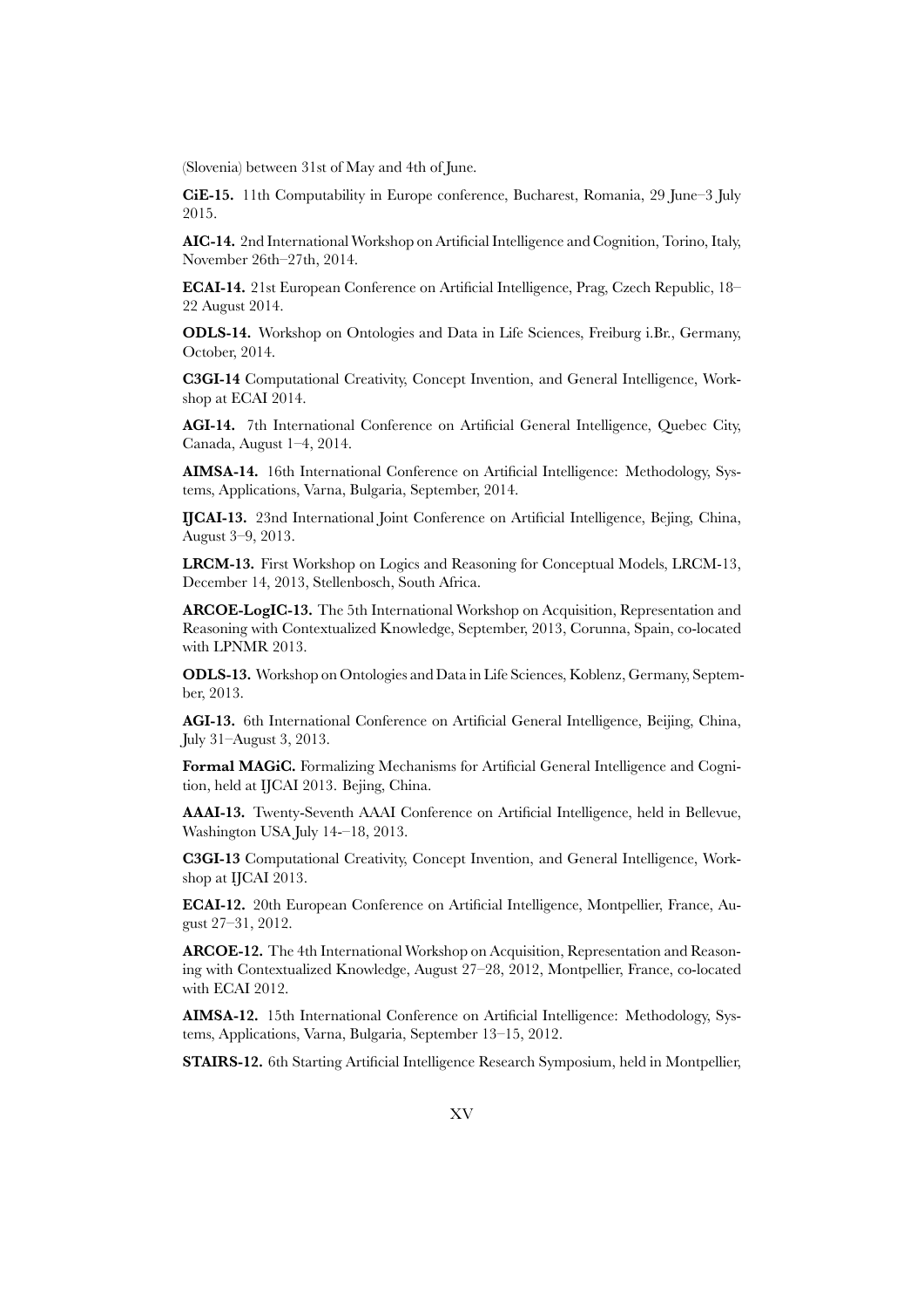(Slovenia) between 31st of May and 4th of June.

**CiE-15.** 11th Computability in Europe conference, Bucharest, Romania, 29 June–3 July 2015.

**AIC-14.** 2nd International Workshop on Artificial Intelligence and Cognition, Torino, Italy, November 26th–27th, 2014.

**ECAI-14.** 21st European Conference on Artificial Intelligence, Prag, Czech Republic, 18–22 August 2014.

**ODLS-14.** Workshop on Ontologies and Data in Life Sciences, Freiburg i.Br., Germany, October, 2014.

**C3GI-14** Computational Creativity, Concept Invention, and General Intelligence, Workshop at ECAI 2014.

**AGI-14.** 7th International Conference on Artificial General Intelligence, Quebec City, Canada, August 1–4, 2014.

**AIMSA-14.** 16th International Conference on Artificial Intelligence: Methodology, Systems, Applications, Varna, Bulgaria, September, 2014.

**IJCAI-13.** 23nd International Joint Conference on Artificial Intelligence, Bejing, China, August 3–9, 2013.

**LRCM-13.** First Workshop on Logics and Reasoning for Conceptual Models, LRCM-13, December 14, 2013, Stellenbosch, South Africa.

**ARCOE-LogIC-13.** The 5th International Workshop on Acquisition, Representation and Reasoning with Contextualized Knowledge, September, 2013, Corunna, Spain, co-located with LPNMR 2013.

**ODLS-13.** Workshop on Ontologies and Data in Life Sciences, Koblenz, Germany, September, 2013.

**AGI-13.** 6th International Conference on Artificial General Intelligence, Beijing, China, July 31–August 3, 2013.

**Formal MAGiC.** Formalizing Mechanisms for Artificial General Intelligence and Cognition, held at IJCAI 2013. Bejing, China.

**AAAI-13.** Twenty-Seventh AAAI Conference on Artificial Intelligence, held in Bellevue, Washington USA July 14-–18, 2013.

**C3GI-13** Computational Creativity, Concept Invention, and General Intelligence, Workshop at IJCAI 2013.

**ECAI-12.** 20th European Conference on Artificial Intelligence, Montpellier, France, August 27–31, 2012.

**ARCOE-12.** The 4th International Workshop on Acquisition, Representation and Reasoning with Contextualized Knowledge, August 27–28, 2012, Montpellier, France, co-located with ECAI 2012.

**AIMSA-12.** 15th International Conference on Artificial Intelligence: Methodology, Systems, Applications, Varna, Bulgaria, September 13–15, 2012.

**STAIRS-12.** 6th Starting Artificial Intelligence Research Symposium, held in Montpellier,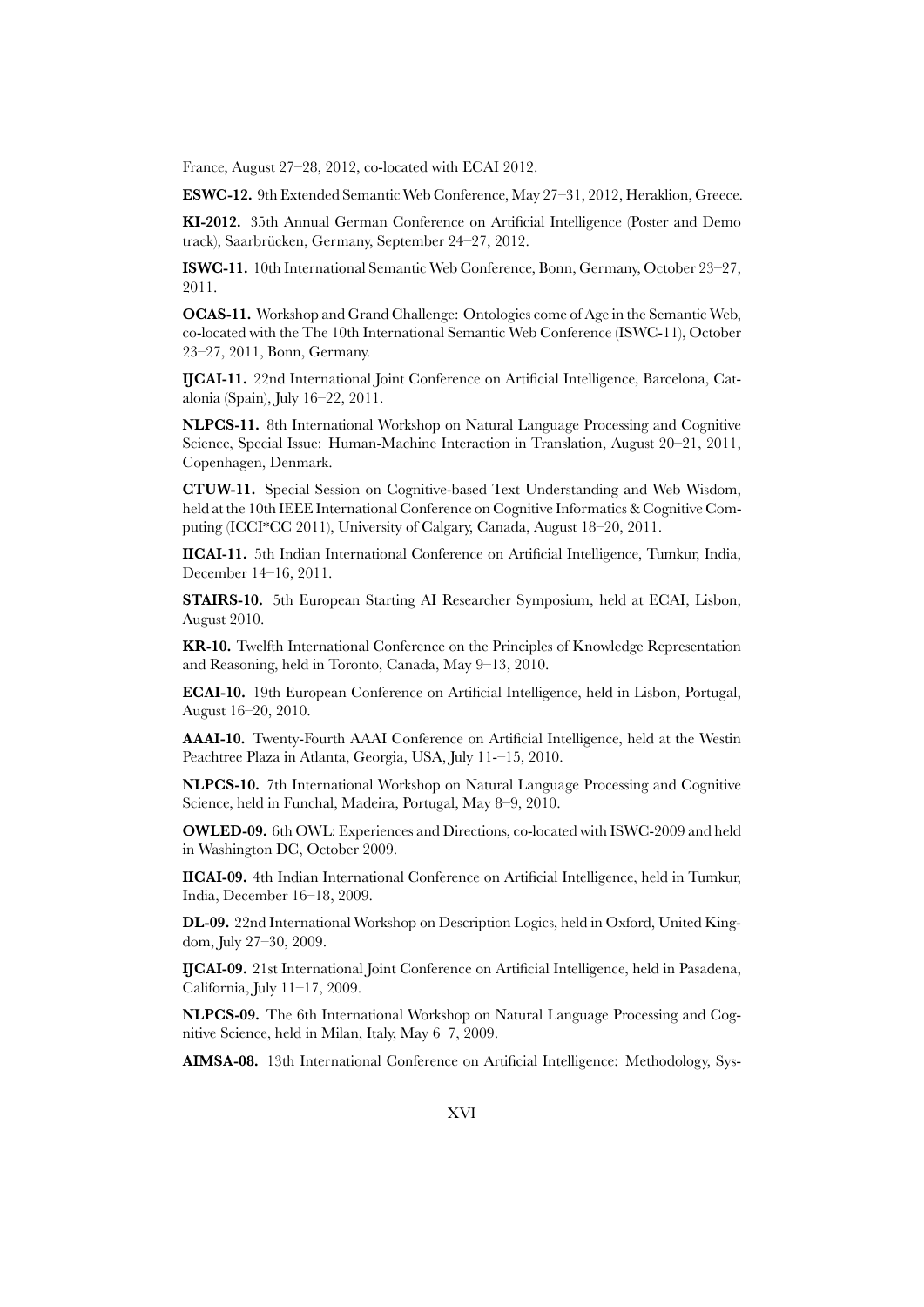France, August 27–28, 2012, co-located with ECAI 2012.

**ESWC-12.** 9th Extended Semantic Web Conference, May 27–31, 2012, Heraklion, Greece.

**KI-2012.** 35th Annual German Conference on Artificial Intelligence (Poster and Demo track), Saarbrücken, Germany, September 24–27, 2012.

**ISWC-11.** 10th International Semantic Web Conference, Bonn, Germany, October 23–27, 2011.

**OCAS-11.** Workshop and Grand Challenge: Ontologies come of Age in the Semantic Web, co-located with the The 10th International Semantic Web Conference (ISWC-11), October 23–27, 2011, Bonn, Germany.

**IJCAI-11.** 22nd International Joint Conference on Artificial Intelligence, Barcelona, Catalonia (Spain), July 16–22, 2011.

**NLPCS-11.** 8th International Workshop on Natural Language Processing and Cognitive Science, Special Issue: Human-Machine Interaction in Translation, August 20–21, 2011, Copenhagen, Denmark.

**CTUW-11.** Special Session on Cognitive-based Text Understanding and Web Wisdom, held at the 10th IEEE International Conference on Cognitive Informatics & Cognitive Computing (ICCI*CC 2011), University of Calgary, Canada, August 18–20, 2011.

**IICAI-11.** 5th Indian International Conference on Artificial Intelligence, Tumkur, India, December 14–16, 2011.

**STAIRS-10.** 5th European Starting AI Researcher Symposium, held at ECAI, Lisbon, August 2010.

**KR-10.** Twelfth International Conference on the Principles of Knowledge Representation and Reasoning, held in Toronto, Canada, May 9–13, 2010.

**ECAI-10.** 19th European Conference on Artificial Intelligence, held in Lisbon, Portugal, August 16–20, 2010.

**AAAI-10.** Twenty-Fourth AAAI Conference on Artificial Intelligence, held at the Westin Peachtree Plaza in Atlanta, Georgia, USA, July 11-–15, 2010.

**NLPCS-10.** 7th International Workshop on Natural Language Processing and Cognitive Science, held in Funchal, Madeira, Portugal, May 8–9, 2010.

**OWLED-09.** 6th OWL: Experiences and Directions, co-located with ISWC-2009 and held in Washington DC, October 2009.

**IICAI-09.** 4th Indian International Conference on Artificial Intelligence, held in Tumkur, India, December 16–18, 2009.

**DL-09.** 22nd International Workshop on Description Logics, held in Oxford, United Kingdom, July 27–30, 2009.

**IJCAI-09.** 21st International Joint Conference on Artificial Intelligence, held in Pasadena, California, July 11–17, 2009.

**NLPCS-09.** The 6th International Workshop on Natural Language Processing and Cognitive Science, held in Milan, Italy, May 6–7, 2009.

**AIMSA-08.** 13th International Conference on Artificial Intelligence: Methodology, Sys-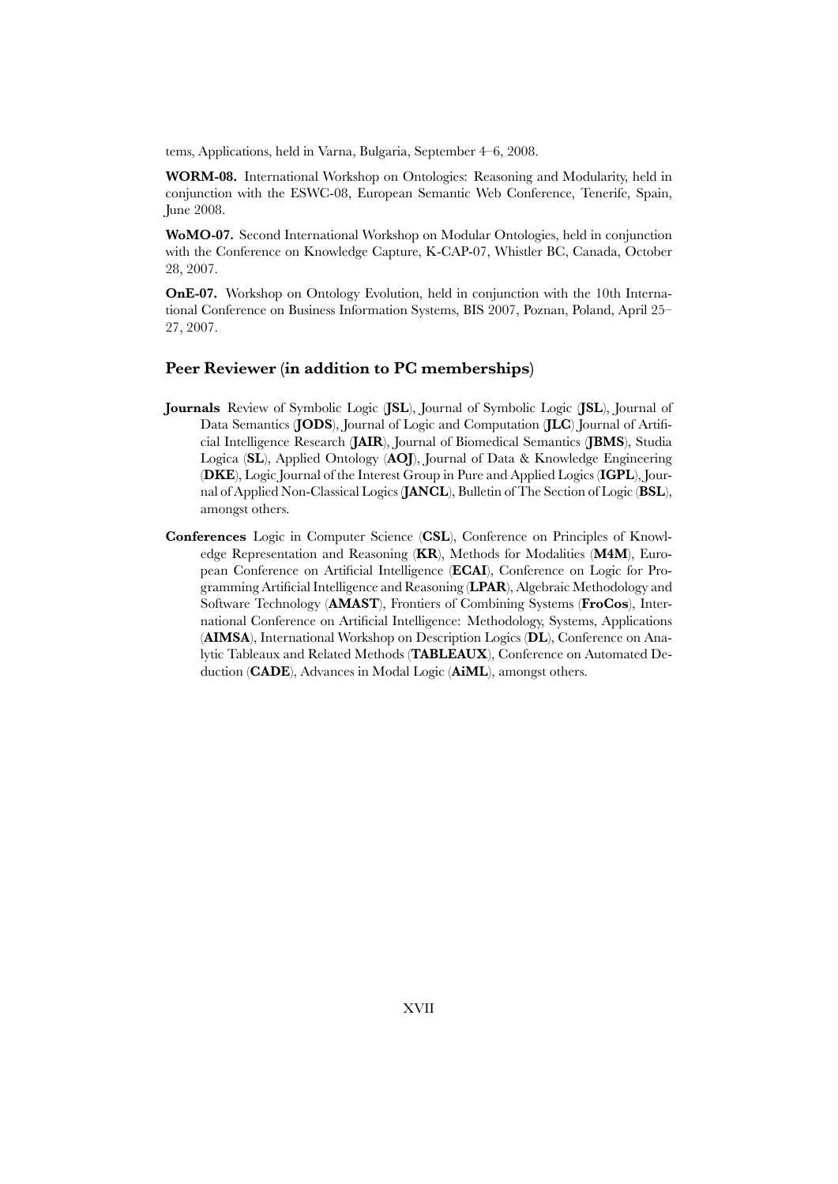tems, Applications, held in Varna, Bulgaria, September 4–6, 2008.

**WORM-08.** International Workshop on Ontologies: Reasoning and Modularity, held in conjunction with the ESWC-08, European Semantic Web Conference, Tenerife, Spain, June 2008.

**WoMO-07.** Second International Workshop on Modular Ontologies, held in conjunction with the Conference on Knowledge Capture, K-CAP-07, Whistler BC, Canada, October 28, 2007.

**OnE-07.** Workshop on Ontology Evolution, held in conjunction with the 10th International Conference on Business Information Systems, BIS 2007, Poznan, Poland, April 25–27, 2007.

## Peer Reviewer (in addition to PC memberships)

**Journals** Review of Symbolic Logic (**JSL**), Journal of Symbolic Logic (**JSL**), Journal of Data Semantics (**JODS**), Journal of Logic and Computation (**JLC**) Journal of Artificial Intelligence Research (**JAIR**), Journal of Biomedical Semantics (**JBMS**), Studia Logica (**SL**), Applied Ontology (**AOJ**), Journal of Data & Knowledge Engineering (**DKE**), Logic Journal of the Interest Group in Pure and Applied Logics (**IGPL**), Journal of Applied Non-Classical Logics (**JANCL**), Bulletin of The Section of Logic (**BSL**), amongst others.

**Conferences** Logic in Computer Science (**CSL**), Conference on Principles of Knowledge Representation and Reasoning (**KR**), Methods for Modalities (**M4M**), European Conference on Artificial Intelligence (**ECAI**), Conference on Logic for Programming Artificial Intelligence and Reasoning (**LPAR**), Algebraic Methodology and Software Technology (**AMAST**), Frontiers of Combining Systems (**FroCos**), International Conference on Artificial Intelligence: Methodology, Systems, Applications (**AIMSA**), International Workshop on Description Logics (**DL**), Conference on Analytic Tableaux and Related Methods (**TABLEAUX**), Conference on Automated Deduction (**CADE**), Advances in Modal Logic (**AiML**), amongst others.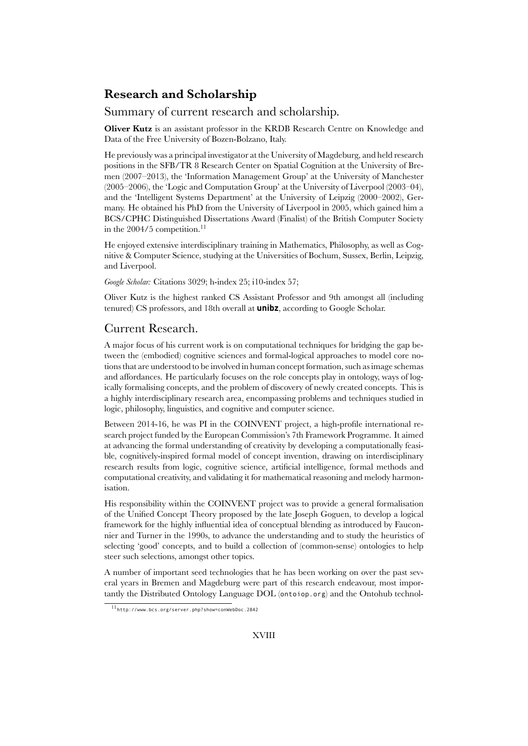## Research and Scholarship

### Summary of current research and scholarship.

**Oliver Kutz** is an assistant professor in the KRDB Research Centre on Knowledge and Data of the Free University of Bozen-Bolzano, Italy.

He previously was a principal investigator at the University of Magdeburg, and held research positions in the SFB/TR 8 Research Center on Spatial Cognition at the University of Bremen (2007–2013), the 'Information Management Group' at the University of Manchester (2005–2006), the 'Logic and Computation Group' at the University of Liverpool (2003–04), and the 'Intelligent Systems Department' at the University of Leipzig (2000–2002), Germany. He obtained his PhD from the University of Liverpool in 2005, which gained him a BCS/CPHC Distinguished Dissertations Award (Finalist) of the British Computer Society in the 2004/5 competition.[11]

He enjoyed extensive interdisciplinary training in Mathematics, Philosophy, as well as Cognitive & Computer Science, studying at the Universities of Bochum, Sussex, Berlin, Leipzig, and Liverpool.

*Google Scholar:* Citations 3029; h-index 25; i10-index 57;

Oliver Kutz is the highest ranked CS Assistant Professor and 9th amongst all (including tenured) CS professors, and 18th overall at **unibz**, according to Google Scholar.

### Current Research.

A major focus of his current work is on computational techniques for bridging the gap between the (embodied) cognitive sciences and formal-logical approaches to model core notions that are understood to be involved in human concept formation, such as image schemas and affordances. He particularly focuses on the role concepts play in ontology, ways of logically formalising concepts, and the problem of discovery of newly created concepts. This is a highly interdisciplinary research area, encompassing problems and techniques studied in logic, philosophy, linguistics, and cognitive and computer science.

Between 2014-16, he was PI in the COINVENT project, a high-profile international research project funded by the European Commission's 7th Framework Programme. It aimed at advancing the formal understanding of creativity by developing a computationally feasible, cognitively-inspired formal model of concept invention, drawing on interdisciplinary research results from logic, cognitive science, artificial intelligence, formal methods and computational creativity, and validating it for mathematical reasoning and melody harmonisation.

His responsibility within the COINVENT project was to provide a general formalisation of the Unified Concept Theory proposed by the late Joseph Goguen, to develop a logical framework for the highly influential idea of conceptual blending as introduced by Fauconnier and Turner in the 1990s, to advance the understanding and to study the heuristics of selecting 'good' concepts, and to build a collection of (common-sense) ontologies to help steer such selections, amongst other topics.

A number of important seed technologies that he has been working on over the past several years in Bremen and Magdeburg were part of this research endeavour, most importantly the Distributed Ontology Language DOL (`ontoiop.org`) and the Ontohub technol-

[11] `http://www.bcs.org/server.php?show=conWebDoc.2842`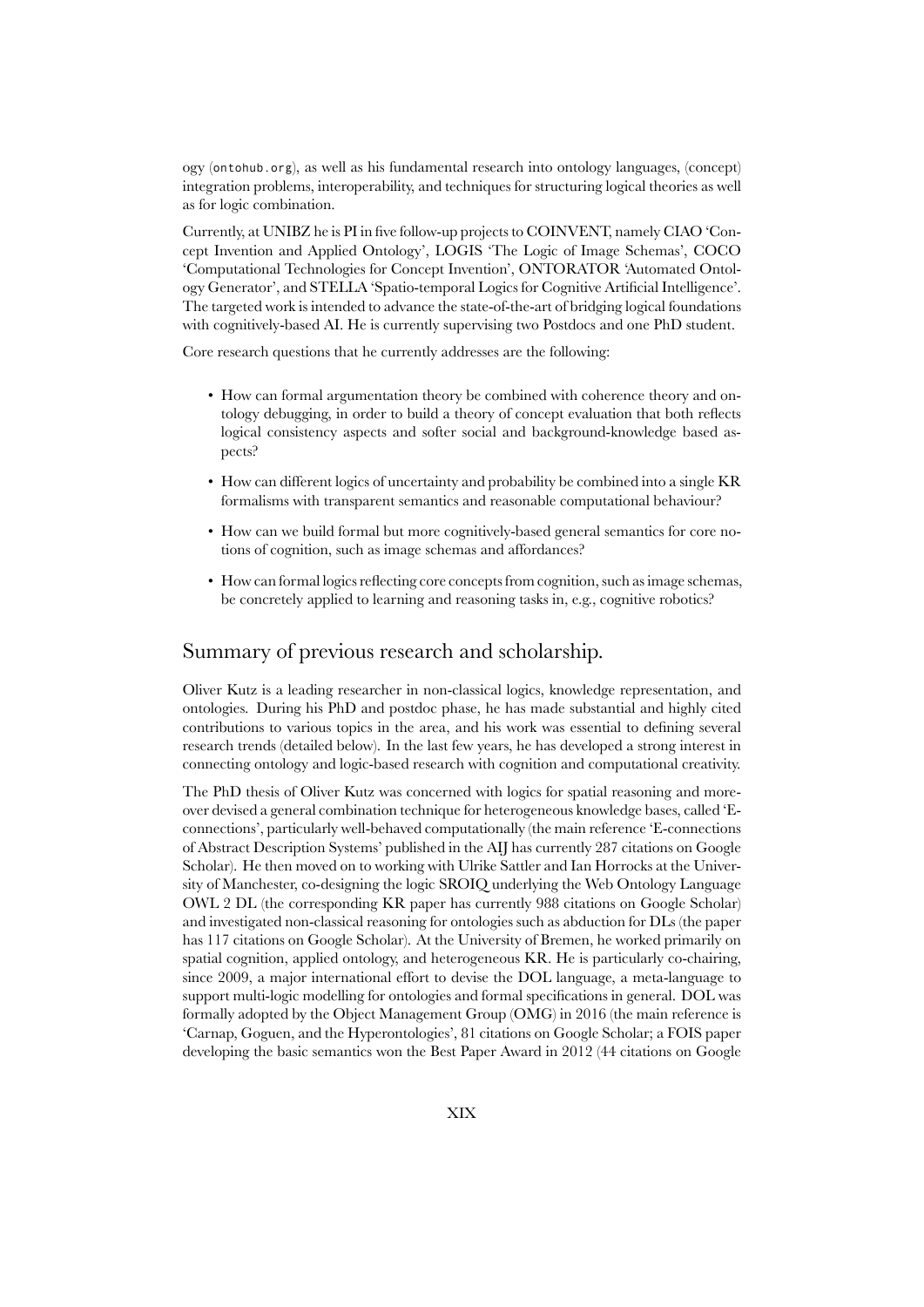ogy (`ontohub.org`), as well as his fundamental research into ontology languages, (concept) integration problems, interoperability, and techniques for structuring logical theories as well as for logic combination.

Currently, at UNIBZ he is PI in five follow-up projects to COINVENT, namely CIAO 'Concept Invention and Applied Ontology', LOGIS 'The Logic of Image Schemas', COCO 'Computational Technologies for Concept Invention', ONTORATOR 'Automated Ontology Generator', and STELLA 'Spatio-temporal Logics for Cognitive Artificial Intelligence'. The targeted work is intended to advance the state-of-the-art of bridging logical foundations with cognitively-based AI. He is currently supervising two Postdocs and one PhD student.

Core research questions that he currently addresses are the following:

- How can formal argumentation theory be combined with coherence theory and ontology debugging, in order to build a theory of concept evaluation that both reflects logical consistency aspects and softer social and background-knowledge based aspects?
- How can different logics of uncertainty and probability be combined into a single KR formalisms with transparent semantics and reasonable computational behaviour?
- How can we build formal but more cognitively-based general semantics for core notions of cognition, such as image schemas and affordances?
- How can formal logics reflecting core concepts from cognition, such as image schemas, be concretely applied to learning and reasoning tasks in, e.g., cognitive robotics?

## Summary of previous research and scholarship.

Oliver Kutz is a leading researcher in non-classical logics, knowledge representation, and ontologies. During his PhD and postdoc phase, he has made substantial and highly cited contributions to various topics in the area, and his work was essential to defining several research trends (detailed below). In the last few years, he has developed a strong interest in connecting ontology and logic-based research with cognition and computational creativity.

The PhD thesis of Oliver Kutz was concerned with logics for spatial reasoning and moreover devised a general combination technique for heterogeneous knowledge bases, called 'E-connections', particularly well-behaved computationally (the main reference 'E-connections of Abstract Description Systems' published in the AIJ has currently 287 citations on Google Scholar). He then moved on to working with Ulrike Sattler and Ian Horrocks at the University of Manchester, co-designing the logic SROIQ underlying the Web Ontology Language OWL 2 DL (the corresponding KR paper has currently 988 citations on Google Scholar) and investigated non-classical reasoning for ontologies such as abduction for DLs (the paper has 117 citations on Google Scholar). At the University of Bremen, he worked primarily on spatial cognition, applied ontology, and heterogeneous KR. He is particularly co-chairing, since 2009, a major international effort to devise the DOL language, a meta-language to support multi-logic modelling for ontologies and formal specifications in general. DOL was formally adopted by the Object Management Group (OMG) in 2016 (the main reference is 'Carnap, Goguen, and the Hyperontologies', 81 citations on Google Scholar; a FOIS paper developing the basic semantics won the Best Paper Award in 2012 (44 citations on Google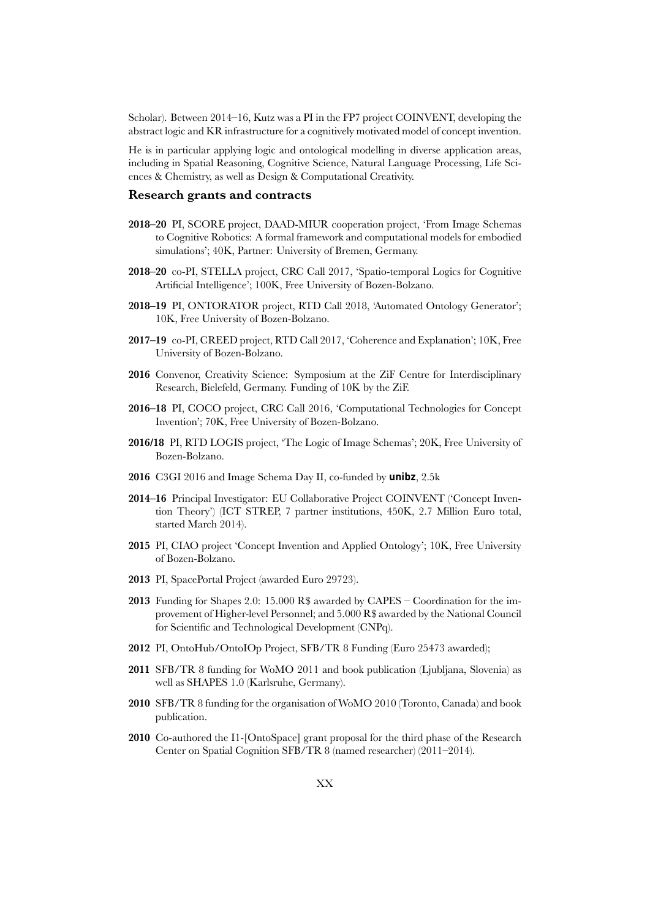Scholar). Between 2014–16, Kutz was a PI in the FP7 project COINVENT, developing the abstract logic and KR infrastructure for a cognitively motivated model of concept invention.

He is in particular applying logic and ontological modelling in diverse application areas, including in Spatial Reasoning, Cognitive Science, Natural Language Processing, Life Sciences & Chemistry, as well as Design & Computational Creativity.

## Research grants and contracts

**2018–20** PI, SCORE project, DAAD-MIUR cooperation project, 'From Image Schemas to Cognitive Robotics: A formal framework and computational models for embodied simulations'; 40K, Partner: University of Bremen, Germany.

**2018–20** co-PI, STELLA project, CRC Call 2017, 'Spatio-temporal Logics for Cognitive Artificial Intelligence'; 100K, Free University of Bozen-Bolzano.

**2018–19** PI, ONTORATOR project, RTD Call 2018, 'Automated Ontology Generator'; 10K, Free University of Bozen-Bolzano.

**2017–19** co-PI, CREED project, RTD Call 2017, 'Coherence and Explanation'; 10K, Free University of Bozen-Bolzano.

**2016** Convenor, Creativity Science: Symposium at the ZiF Centre for Interdisciplinary Research, Bielefeld, Germany. Funding of 10K by the ZiF.

**2016–18** PI, COCO project, CRC Call 2016, 'Computational Technologies for Concept Invention'; 70K, Free University of Bozen-Bolzano.

**2016/18** PI, RTD LOGIS project, 'The Logic of Image Schemas'; 20K, Free University of Bozen-Bolzano.

**2016** C3GI 2016 and Image Schema Day II, co-funded by **unibz**, 2.5k

**2014–16** Principal Investigator: EU Collaborative Project COINVENT ('Concept Invention Theory') (ICT STREP, 7 partner institutions, 450K, 2.7 Million Euro total, started March 2014).

**2015** PI, CIAO project 'Concept Invention and Applied Ontology'; 10K, Free University of Bozen-Bolzano.

**2013** PI, SpacePortal Project (awarded Euro 29723).

**2013** Funding for Shapes 2.0: 15.000 R$ awarded by CAPES – Coordination for the improvement of Higher-level Personnel; and 5.000 R$ awarded by the National Council for Scientific and Technological Development (CNPq).

**2012** PI, OntoHub/OntoIOp Project, SFB/TR 8 Funding (Euro 25473 awarded);

**2011** SFB/TR 8 funding for WoMO 2011 and book publication (Ljubljana, Slovenia) as well as SHAPES 1.0 (Karlsruhe, Germany).

**2010** SFB/TR 8 funding for the organisation of WoMO 2010 (Toronto, Canada) and book publication.

**2010** Co-authored the I1-[OntoSpace] grant proposal for the third phase of the Research Center on Spatial Cognition SFB/TR 8 (named researcher) (2011–2014).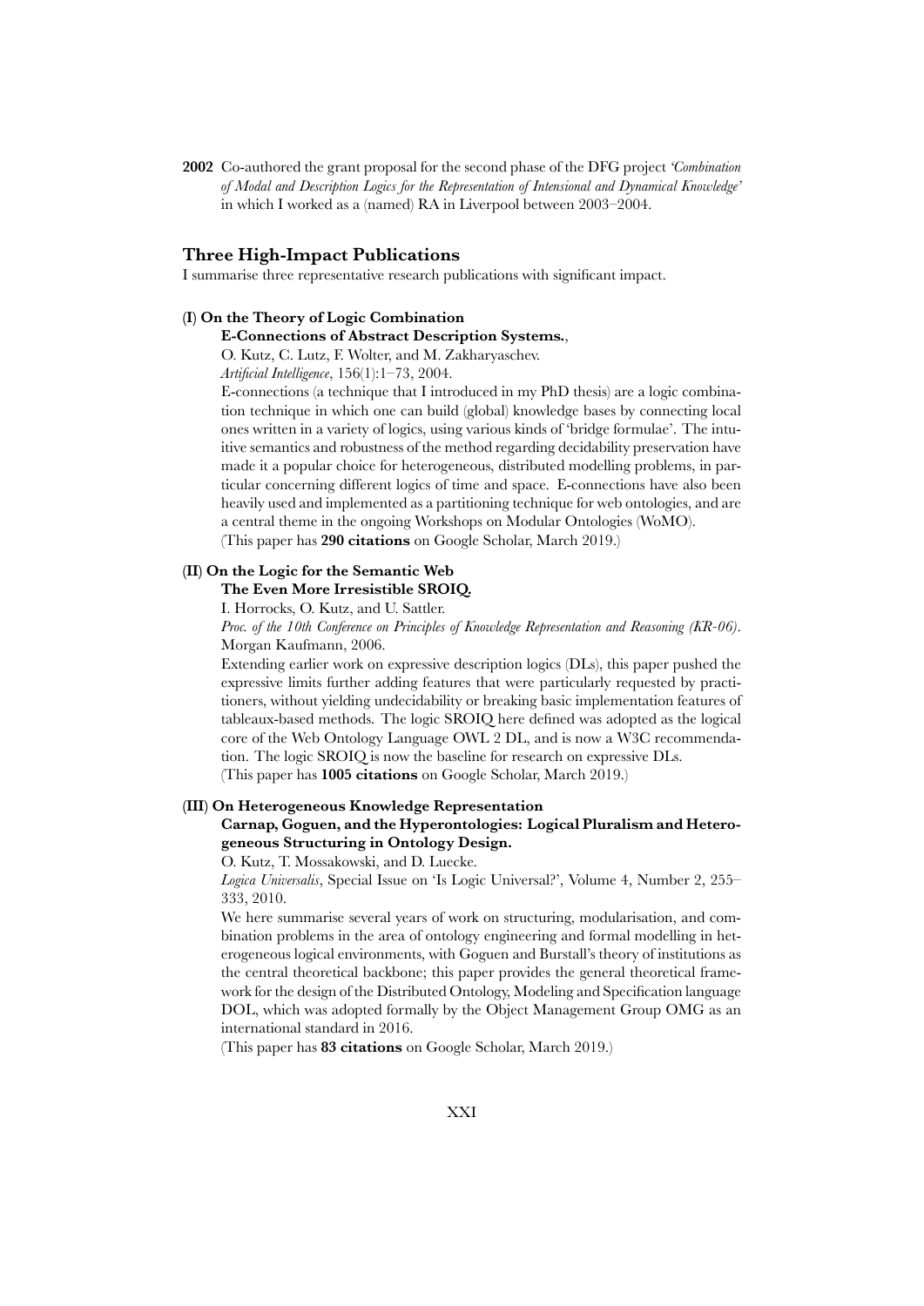**2002** Co-authored the grant proposal for the second phase of the DFG project *'Combination of Modal and Description Logics for the Representation of Intensional and Dynamical Knowledge'* in which I worked as a (named) RA in Liverpool between 2003–2004.

## Three High-Impact Publications

I summarise three representative research publications with significant impact.

**(I) On the Theory of Logic Combination**

**E-Connections of Abstract Description Systems.**,
O. Kutz, C. Lutz, F. Wolter, and M. Zakharyaschev.
*Artificial Intelligence*, 156(1):1–73, 2004.

E-connections (a technique that I introduced in my PhD thesis) are a logic combination technique in which one can build (global) knowledge bases by connecting local ones written in a variety of logics, using various kinds of 'bridge formulae'. The intuitive semantics and robustness of the method regarding decidability preservation have made it a popular choice for heterogeneous, distributed modelling problems, in particular concerning different logics of time and space. E-connections have also been heavily used and implemented as a partitioning technique for web ontologies, and are a central theme in the ongoing Workshops on Modular Ontologies (WoMO).
(This paper has **290 citations** on Google Scholar, March 2019.)

**(II) On the Logic for the Semantic Web**

**The Even More Irresistible SROIQ.**
I. Horrocks, O. Kutz, and U. Sattler.
*Proc. of the 10th Conference on Principles of Knowledge Representation and Reasoning (KR-06)*. Morgan Kaufmann, 2006.

Extending earlier work on expressive description logics (DLs), this paper pushed the expressive limits further adding features that were particularly requested by practitioners, without yielding undecidability or breaking basic implementation features of tableaux-based methods. The logic SROIQ here defined was adopted as the logical core of the Web Ontology Language OWL 2 DL, and is now a W3C recommendation. The logic SROIQ is now the baseline for research on expressive DLs.
(This paper has **1005 citations** on Google Scholar, March 2019.)

**(III) On Heterogeneous Knowledge Representation**

**Carnap, Goguen, and the Hyperontologies: Logical Pluralism and Heterogeneous Structuring in Ontology Design.**
O. Kutz, T. Mossakowski, and D. Luecke.
*Logica Universalis*, Special Issue on 'Is Logic Universal?', Volume 4, Number 2, 255–333, 2010.

We here summarise several years of work on structuring, modularisation, and combination problems in the area of ontology engineering and formal modelling in heterogeneous logical environments, with Goguen and Burstall's theory of institutions as the central theoretical backbone; this paper provides the general theoretical framework for the design of the Distributed Ontology, Modeling and Specification language DOL, which was adopted formally by the Object Management Group OMG as an international standard in 2016.
(This paper has **83 citations** on Google Scholar, March 2019.)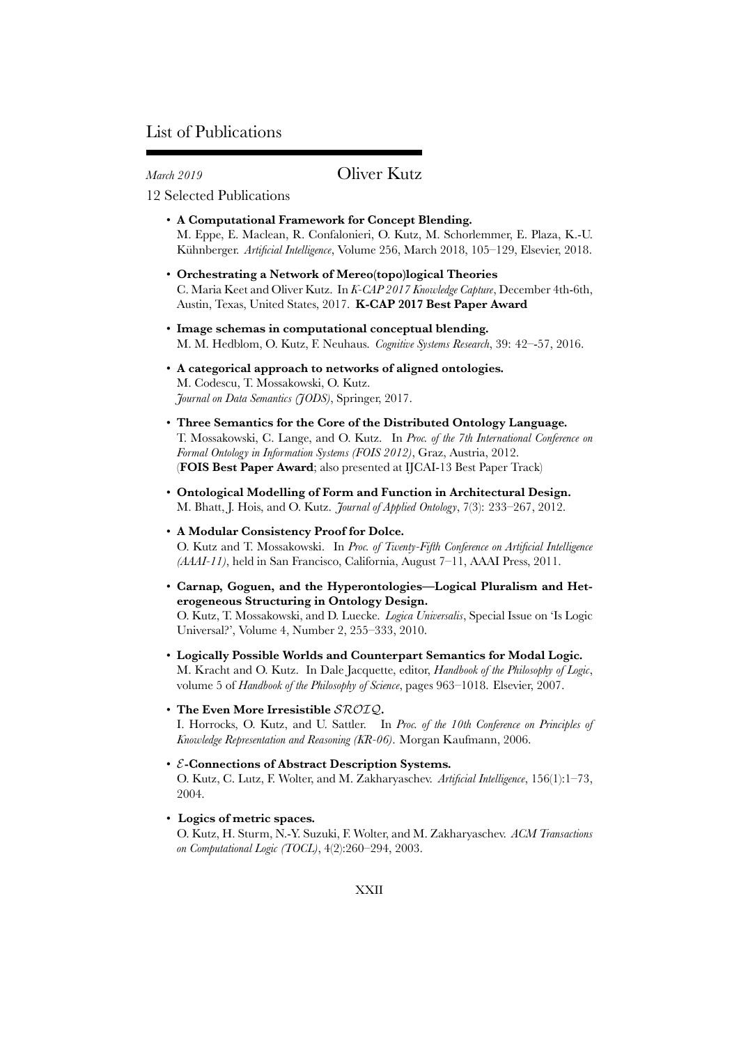# List of Publications

*March 2019* Oliver Kutz

## 12 Selected Publications

- **A Computational Framework for Concept Blending.**
  M. Eppe, E. Maclean, R. Confalonieri, O. Kutz, M. Schorlemmer, E. Plaza, K.-U. Kühnberger. *Artificial Intelligence*, Volume 256, March 2018, 105–129, Elsevier, 2018.

- **Orchestrating a Network of Mereo(topo)logical Theories**
  C. Maria Keet and Oliver Kutz. In *K-CAP 2017 Knowledge Capture*, December 4th-6th, Austin, Texas, United States, 2017. **K-CAP 2017 Best Paper Award**

- **Image schemas in computational conceptual blending.**
  M. M. Hedblom, O. Kutz, F. Neuhaus. *Cognitive Systems Research*, 39: 42–-57, 2016.

- **A categorical approach to networks of aligned ontologies.**
  M. Codescu, T. Mossakowski, O. Kutz.
  *Journal on Data Semantics (JODS)*, Springer, 2017.

- **Three Semantics for the Core of the Distributed Ontology Language.**
  T. Mossakowski, C. Lange, and O. Kutz. In *Proc. of the 7th International Conference on Formal Ontology in Information Systems (FOIS 2012)*, Graz, Austria, 2012.
  (**FOIS Best Paper Award**; also presented at IJCAI-13 Best Paper Track)

- **Ontological Modelling of Form and Function in Architectural Design.**
  M. Bhatt, J. Hois, and O. Kutz. *Journal of Applied Ontology*, 7(3): 233–267, 2012.

- **A Modular Consistency Proof for Dolce.**
  O. Kutz and T. Mossakowski. In *Proc. of Twenty-Fifth Conference on Artificial Intelligence (AAAI-11)*, held in San Francisco, California, August 7–11, AAAI Press, 2011.

- **Carnap, Goguen, and the Hyperontologies—Logical Pluralism and Heterogeneous Structuring in Ontology Design.**
  O. Kutz, T. Mossakowski, and D. Luecke. *Logica Universalis*, Special Issue on 'Is Logic Universal?', Volume 4, Number 2, 255–333, 2010.

- **Logically Possible Worlds and Counterpart Semantics for Modal Logic.**
  M. Kracht and O. Kutz. In Dale Jacquette, editor, *Handbook of the Philosophy of Logic*, volume 5 of *Handbook of the Philosophy of Science*, pages 963–1018. Elsevier, 2007.

- **The Even More Irresistible $\mathcal{SROIQ}$.**
  I. Horrocks, O. Kutz, and U. Sattler. In *Proc. of the 10th Conference on Principles of Knowledge Representation and Reasoning (KR-06)*. Morgan Kaufmann, 2006.

- **$\mathcal{E}$-Connections of Abstract Description Systems.**
  O. Kutz, C. Lutz, F. Wolter, and M. Zakharyaschev. *Artificial Intelligence*, 156(1):1–73, 2004.

- **Logics of metric spaces.**
  O. Kutz, H. Sturm, N.-Y. Suzuki, F. Wolter, and M. Zakharyaschev. *ACM Transactions on Computational Logic (TOCL)*, 4(2):260–294, 2003.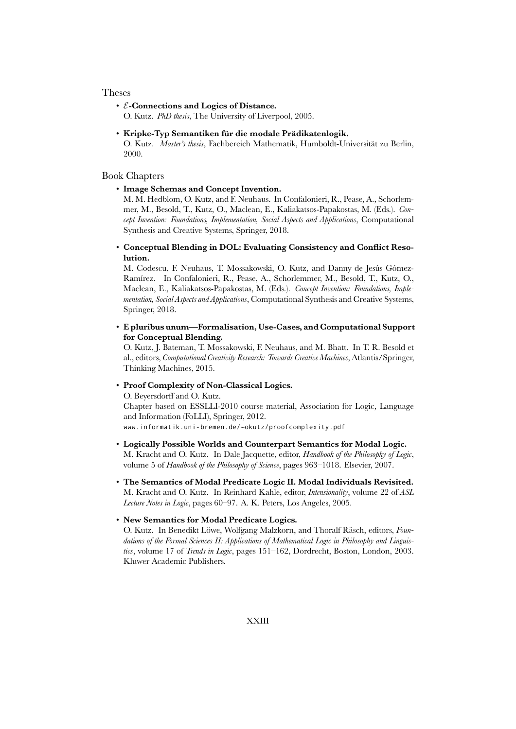## Theses

- **$\mathcal{E}$-Connections and Logics of Distance.**
  O. Kutz. *PhD thesis*, The University of Liverpool, 2005.

- **Kripke-Typ Semantiken für die modale Prädikatenlogik.**
  O. Kutz. *Master's thesis*, Fachbereich Mathematik, Humboldt-Universität zu Berlin, 2000.

## Book Chapters

- **Image Schemas and Concept Invention.**
  M. M. Hedblom, O. Kutz, and F. Neuhaus. In Confalonieri, R., Pease, A., Schorlemmer, M., Besold, T., Kutz, O., Maclean, E., Kaliakatsos-Papakostas, M. (Eds.). *Concept Invention: Foundations, Implementation, Social Aspects and Applications*, Computational Synthesis and Creative Systems, Springer, 2018.

- **Conceptual Blending in DOL: Evaluating Consistency and Conflict Resolution.**
  M. Codescu, F. Neuhaus, T. Mossakowski, O. Kutz, and Danny de Jesús Gómez-Ramírez. In Confalonieri, R., Pease, A., Schorlemmer, M., Besold, T., Kutz, O., Maclean, E., Kaliakatsos-Papakostas, M. (Eds.). *Concept Invention: Foundations, Implementation, Social Aspects and Applications*, Computational Synthesis and Creative Systems, Springer, 2018.

- **E pluribus unum—Formalisation, Use-Cases, and Computational Support for Conceptual Blending.**
  O. Kutz, J. Bateman, T. Mossakowski, F. Neuhaus, and M. Bhatt. In T. R. Besold et al., editors, *Computational Creativity Research: Towards Creative Machines*, Atlantis/Springer, Thinking Machines, 2015.

- **Proof Complexity of Non-Classical Logics.**
  O. Beyersdorff and O. Kutz.
  Chapter based on ESSLLI-2010 course material, Association for Logic, Language and Information (FoLLI), Springer, 2012.
  `www.informatik.uni-bremen.de/~okutz/proofcomplexity.pdf`

- **Logically Possible Worlds and Counterpart Semantics for Modal Logic.**
  M. Kracht and O. Kutz. In Dale Jacquette, editor, *Handbook of the Philosophy of Logic*, volume 5 of *Handbook of the Philosophy of Science*, pages 963–1018. Elsevier, 2007.

- **The Semantics of Modal Predicate Logic II. Modal Individuals Revisited.**
  M. Kracht and O. Kutz. In Reinhard Kahle, editor, *Intensionality*, volume 22 of *ASL Lecture Notes in Logic*, pages 60–97. A. K. Peters, Los Angeles, 2005.

- **New Semantics for Modal Predicate Logics.**
  O. Kutz. In Benedikt Löwe, Wolfgang Malzkorn, and Thoralf Räsch, editors, *Foundations of the Formal Sciences II: Applications of Mathematical Logic in Philosophy and Linguistics*, volume 17 of *Trends in Logic*, pages 151–162, Dordrecht, Boston, London, 2003. Kluwer Academic Publishers.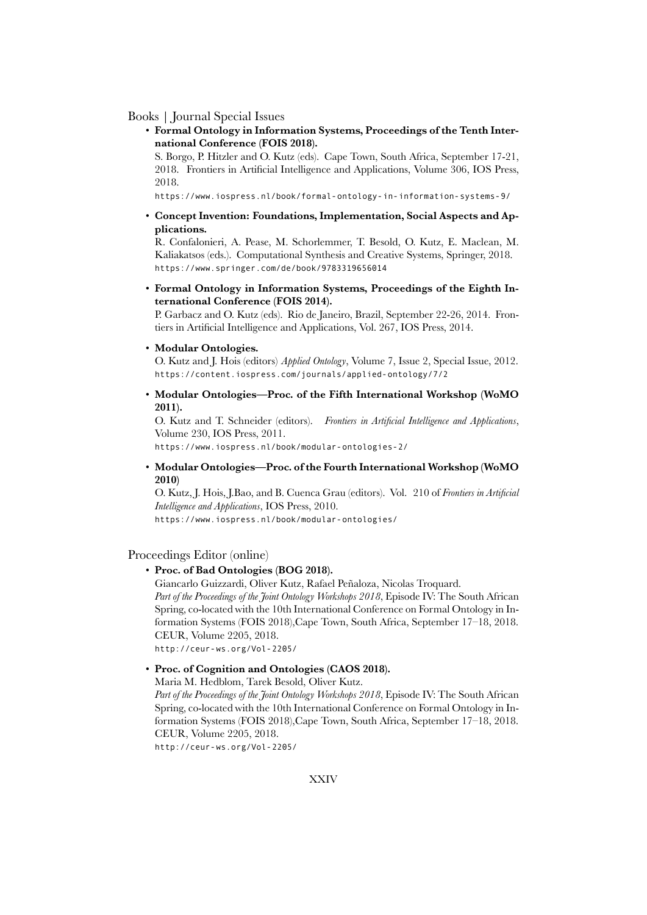## Books | Journal Special Issues

- **Formal Ontology in Information Systems, Proceedings of the Tenth International Conference (FOIS 2018).**
  S. Borgo, P. Hitzler and O. Kutz (eds). Cape Town, South Africa, September 17-21, 2018. Frontiers in Artificial Intelligence and Applications, Volume 306, IOS Press, 2018.
  https://www.iospress.nl/book/formal-ontology-in-information-systems-9/

- **Concept Invention: Foundations, Implementation, Social Aspects and Applications.**
  R. Confalonieri, A. Pease, M. Schorlemmer, T. Besold, O. Kutz, E. Maclean, M. Kaliakatsos (eds.). Computational Synthesis and Creative Systems, Springer, 2018.
  https://www.springer.com/de/book/9783319656014

- **Formal Ontology in Information Systems, Proceedings of the Eighth International Conference (FOIS 2014).**
  P. Garbacz and O. Kutz (eds). Rio de Janeiro, Brazil, September 22-26, 2014. Frontiers in Artificial Intelligence and Applications, Vol. 267, IOS Press, 2014.

- **Modular Ontologies.**
  O. Kutz and J. Hois (editors) *Applied Ontology*, Volume 7, Issue 2, Special Issue, 2012.
  https://content.iospress.com/journals/applied-ontology/7/2

- **Modular Ontologies—Proc. of the Fifth International Workshop (WoMO 2011).**
  O. Kutz and T. Schneider (editors). *Frontiers in Artificial Intelligence and Applications*, Volume 230, IOS Press, 2011.
  https://www.iospress.nl/book/modular-ontologies-2/

- **Modular Ontologies—Proc. of the Fourth International Workshop (WoMO 2010)**
  O. Kutz, J. Hois, J.Bao, and B. Cuenca Grau (editors). Vol. 210 of *Frontiers in Artificial Intelligence and Applications*, IOS Press, 2010.
  https://www.iospress.nl/book/modular-ontologies/

## Proceedings Editor (online)

- **Proc. of Bad Ontologies (BOG 2018).**
  Giancarlo Guizzardi, Oliver Kutz, Rafael Peñaloza, Nicolas Troquard.
  *Part of the Proceedings of the Joint Ontology Workshops 2018*, Episode IV: The South African Spring, co-located with the 10th International Conference on Formal Ontology in Information Systems (FOIS 2018),Cape Town, South Africa, September 17–18, 2018. CEUR, Volume 2205, 2018.
  http://ceur-ws.org/Vol-2205/

- **Proc. of Cognition and Ontologies (CAOS 2018).**
  Maria M. Hedblom, Tarek Besold, Oliver Kutz.
  *Part of the Proceedings of the Joint Ontology Workshops 2018*, Episode IV: The South African Spring, co-located with the 10th International Conference on Formal Ontology in Information Systems (FOIS 2018),Cape Town, South Africa, September 17–18, 2018. CEUR, Volume 2205, 2018.
  http://ceur-ws.org/Vol-2205/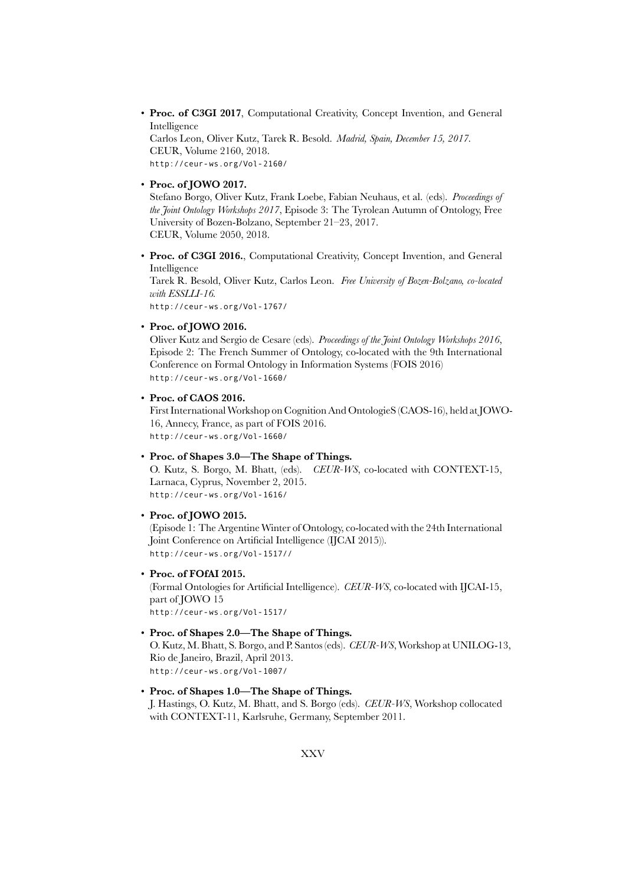- **Proc. of C3GI 2017**, Computational Creativity, Concept Invention, and General Intelligence
  Carlos Leon, Oliver Kutz, Tarek R. Besold. *Madrid, Spain, December 15, 2017.*
  CEUR, Volume 2160, 2018.
  `http://ceur-ws.org/Vol-2160/`

- **Proc. of JOWO 2017.**
  Stefano Borgo, Oliver Kutz, Frank Loebe, Fabian Neuhaus, et al. (eds). *Proceedings of the Joint Ontology Workshops 2017*, Episode 3: The Tyrolean Autumn of Ontology, Free University of Bozen-Bolzano, September 21–23, 2017.
  CEUR, Volume 2050, 2018.

- **Proc. of C3GI 2016.**, Computational Creativity, Concept Invention, and General Intelligence
  Tarek R. Besold, Oliver Kutz, Carlos Leon. *Free University of Bozen-Bolzano, co-located with ESSLLI-16.*
  `http://ceur-ws.org/Vol-1767/`

- **Proc. of JOWO 2016.**
  Oliver Kutz and Sergio de Cesare (eds). *Proceedings of the Joint Ontology Workshops 2016*, Episode 2: The French Summer of Ontology, co-located with the 9th International Conference on Formal Ontology in Information Systems (FOIS 2016)
  `http://ceur-ws.org/Vol-1660/`

- **Proc. of CAOS 2016.**
  First International Workshop on Cognition And OntologieS (CAOS-16), held at JOWO-16, Annecy, France, as part of FOIS 2016.
  `http://ceur-ws.org/Vol-1660/`

- **Proc. of Shapes 3.0—The Shape of Things.**
  O. Kutz, S. Borgo, M. Bhatt, (eds). *CEUR-WS*, co-located with CONTEXT-15, Larnaca, Cyprus, November 2, 2015.
  `http://ceur-ws.org/Vol-1616/`

- **Proc. of JOWO 2015.**
  (Episode 1: The Argentine Winter of Ontology, co-located with the 24th International Joint Conference on Artificial Intelligence (IJCAI 2015)).
  `http://ceur-ws.org/Vol-1517//`

- **Proc. of FOfAI 2015.**
  (Formal Ontologies for Artificial Intelligence). *CEUR-WS*, co-located with IJCAI-15, part of JOWO 15
  `http://ceur-ws.org/Vol-1517/`

- **Proc. of Shapes 2.0—The Shape of Things.**
  O. Kutz, M. Bhatt, S. Borgo, and P. Santos (eds). *CEUR-WS*, Workshop at UNILOG-13, Rio de Janeiro, Brazil, April 2013.
  `http://ceur-ws.org/Vol-1007/`

- **Proc. of Shapes 1.0—The Shape of Things.**
  J. Hastings, O. Kutz, M. Bhatt, and S. Borgo (eds). *CEUR-WS*, Workshop collocated with CONTEXT-11, Karlsruhe, Germany, September 2011.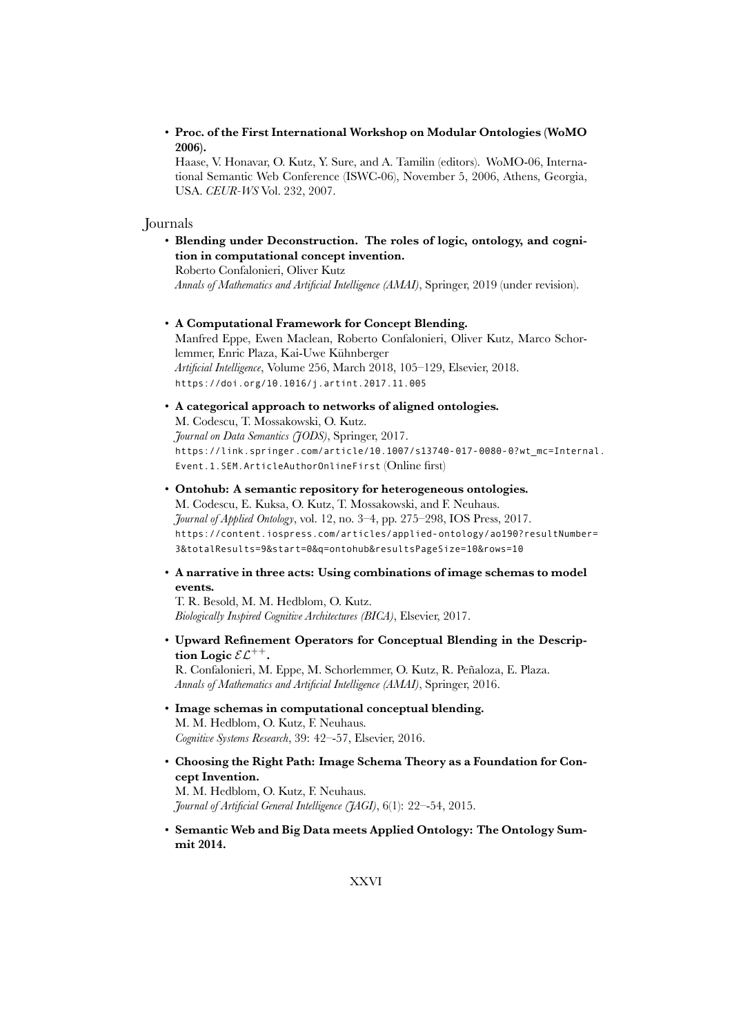- **Proc. of the First International Workshop on Modular Ontologies (WoMO 2006).**
  Haase, V. Honavar, O. Kutz, Y. Sure, and A. Tamilin (editors). WoMO-06, International Semantic Web Conference (ISWC-06), November 5, 2006, Athens, Georgia, USA. *CEUR-WS* Vol. 232, 2007.

Journals

- **Blending under Deconstruction. The roles of logic, ontology, and cognition in computational concept invention.**
  Roberto Confalonieri, Oliver Kutz
  *Annals of Mathematics and Artificial Intelligence (AMAI)*, Springer, 2019 (under revision).

- **A Computational Framework for Concept Blending.**
  Manfred Eppe, Ewen Maclean, Roberto Confalonieri, Oliver Kutz, Marco Schorlemmer, Enric Plaza, Kai-Uwe Kühnberger
  *Artificial Intelligence*, Volume 256, March 2018, 105–129, Elsevier, 2018.
  `https://doi.org/10.1016/j.artint.2017.11.005`

- **A categorical approach to networks of aligned ontologies.**
  M. Codescu, T. Mossakowski, O. Kutz.
  *Journal on Data Semantics (JODS)*, Springer, 2017.
  `https://link.springer.com/article/10.1007/s13740-017-0080-0?wt_mc=Internal.Event.1.SEM.ArticleAuthorOnlineFirst` (Online first)

- **Ontohub: A semantic repository for heterogeneous ontologies.**
  M. Codescu, E. Kuksa, O. Kutz, T. Mossakowski, and F. Neuhaus.
  *Journal of Applied Ontology*, vol. 12, no. 3–4, pp. 275–298, IOS Press, 2017.
  `https://content.iospress.com/articles/applied-ontology/ao190?resultNumber=3&totalResults=9&start=0&q=ontohub&resultsPageSize=10&rows=10`

- **A narrative in three acts: Using combinations of image schemas to model events.**
  T. R. Besold, M. M. Hedblom, O. Kutz.
  *Biologically Inspired Cognitive Architectures (BICA)*, Elsevier, 2017.

- **Upward Refinement Operators for Conceptual Blending in the Description Logic $\mathcal{EL}^{++}$.**
  R. Confalonieri, M. Eppe, M. Schorlemmer, O. Kutz, R. Peñaloza, E. Plaza.
  *Annals of Mathematics and Artificial Intelligence (AMAI)*, Springer, 2016.

- **Image schemas in computational conceptual blending.**
  M. M. Hedblom, O. Kutz, F. Neuhaus.
  *Cognitive Systems Research*, 39: 42–-57, Elsevier, 2016.

- **Choosing the Right Path: Image Schema Theory as a Foundation for Concept Invention.**
  M. M. Hedblom, O. Kutz, F. Neuhaus.
  *Journal of Artificial General Intelligence (JAGI)*, 6(1): 22–-54, 2015.

- **Semantic Web and Big Data meets Applied Ontology: The Ontology Summit 2014.**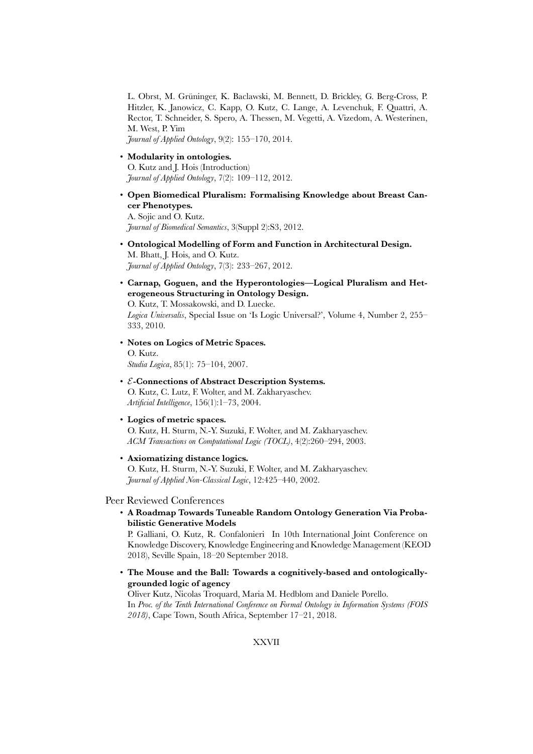L. Obrst, M. Grüninger, K. Baclawski, M. Bennett, D. Brickley, G. Berg-Cross, P. Hitzler, K. Janowicz, C. Kapp, O. Kutz, C. Lange, A. Levenchuk, F. Quattri, A. Rector, T. Schneider, S. Spero, A. Thessen, M. Vegetti, A. Vizedom, A. Westerinen, M. West, P. Yim
*Journal of Applied Ontology*, 9(2): 155–170, 2014.

- **Modularity in ontologies.**
  O. Kutz and J. Hois (Introduction)
  *Journal of Applied Ontology*, 7(2): 109–112, 2012.

- **Open Biomedical Pluralism: Formalising Knowledge about Breast Cancer Phenotypes.**
  A. Sojic and O. Kutz.
  *Journal of Biomedical Semantics*, 3(Suppl 2):S3, 2012.

- **Ontological Modelling of Form and Function in Architectural Design.**
  M. Bhatt, J. Hois, and O. Kutz.
  *Journal of Applied Ontology*, 7(3): 233–267, 2012.

- **Carnap, Goguen, and the Hyperontologies—Logical Pluralism and Heterogeneous Structuring in Ontology Design.**
  O. Kutz, T. Mossakowski, and D. Luecke.
  *Logica Universalis*, Special Issue on 'Is Logic Universal?', Volume 4, Number 2, 255–333, 2010.

- **Notes on Logics of Metric Spaces.**
  O. Kutz.
  *Studia Logica*, 85(1): 75–104, 2007.

- **$\mathcal{E}$-Connections of Abstract Description Systems.**
  O. Kutz, C. Lutz, F. Wolter, and M. Zakharyaschev.
  *Artificial Intelligence*, 156(1):1–73, 2004.

- **Logics of metric spaces.**
  O. Kutz, H. Sturm, N.-Y. Suzuki, F. Wolter, and M. Zakharyaschev.
  *ACM Transactions on Computational Logic (TOCL)*, 4(2):260–294, 2003.

- **Axiomatizing distance logics.**
  O. Kutz, H. Sturm, N.-Y. Suzuki, F. Wolter, and M. Zakharyaschev.
  *Journal of Applied Non-Classical Logic*, 12:425–440, 2002.

Peer Reviewed Conferences

- **A Roadmap Towards Tuneable Random Ontology Generation Via Probabilistic Generative Models**
  P. Galliani, O. Kutz, R. Confalonieri In 10th International Joint Conference on Knowledge Discovery, Knowledge Engineering and Knowledge Management (KEOD 2018), Seville Spain, 18–20 September 2018.

- **The Mouse and the Ball: Towards a cognitively-based and ontologically-grounded logic of agency**
  Oliver Kutz, Nicolas Troquard, Maria M. Hedblom and Daniele Porello.
  In *Proc. of the Tenth International Conference on Formal Ontology in Information Systems (FOIS 2018)*, Cape Town, South Africa, September 17–21, 2018.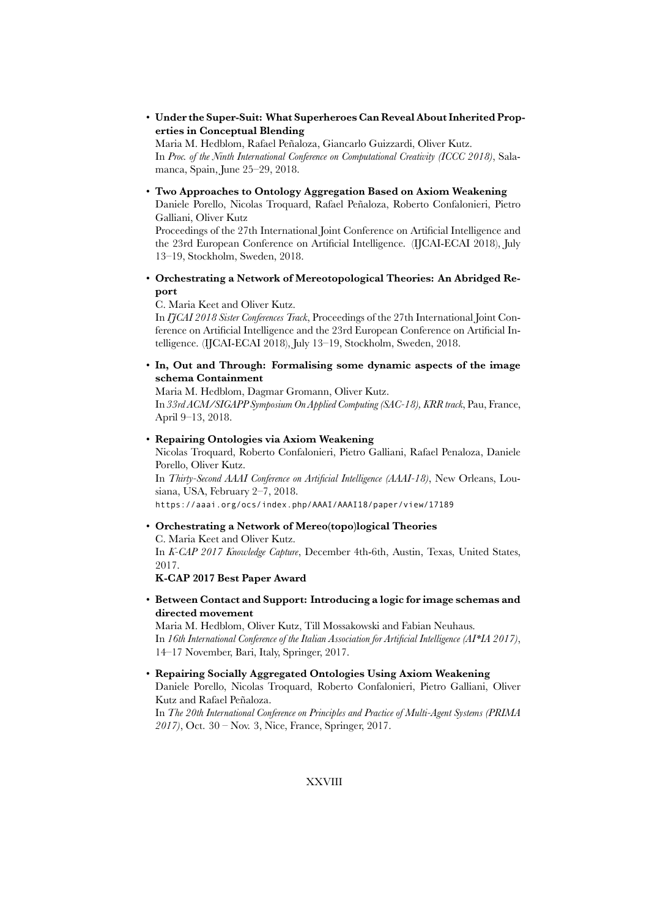- **Under the Super-Suit: What Superheroes Can Reveal About Inherited Properties in Conceptual Blending**
  Maria M. Hedblom, Rafael Peñaloza, Giancarlo Guizzardi, Oliver Kutz.
  In *Proc. of the Ninth International Conference on Computational Creativity (ICCC 2018)*, Salamanca, Spain, June 25–29, 2018.

- **Two Approaches to Ontology Aggregation Based on Axiom Weakening**
  Daniele Porello, Nicolas Troquard, Rafael Peñaloza, Roberto Confalonieri, Pietro Galliani, Oliver Kutz
  Proceedings of the 27th International Joint Conference on Artificial Intelligence and the 23rd European Conference on Artificial Intelligence. (IJCAI-ECAI 2018), July 13–19, Stockholm, Sweden, 2018.

- **Orchestrating a Network of Mereotopological Theories: An Abridged Report**
  C. Maria Keet and Oliver Kutz.
  In *IJCAI 2018 Sister Conferences Track*, Proceedings of the 27th International Joint Conference on Artificial Intelligence and the 23rd European Conference on Artificial Intelligence. (IJCAI-ECAI 2018), July 13–19, Stockholm, Sweden, 2018.

- **In, Out and Through: Formalising some dynamic aspects of the image schema Containment**
  Maria M. Hedblom, Dagmar Gromann, Oliver Kutz.
  In *33rd ACM/SIGAPP Symposium On Applied Computing (SAC-18), KRR track*, Pau, France, April 9–13, 2018.

- **Repairing Ontologies via Axiom Weakening**
  Nicolas Troquard, Roberto Confalonieri, Pietro Galliani, Rafael Penaloza, Daniele Porello, Oliver Kutz.
  In *Thirty-Second AAAI Conference on Artificial Intelligence (AAAI-18)*, New Orleans, Lousiana, USA, February 2–7, 2018.
  `https://aaai.org/ocs/index.php/AAAI/AAAI18/paper/view/17189`

- **Orchestrating a Network of Mereo(topo)logical Theories**
  C. Maria Keet and Oliver Kutz.
  In *K-CAP 2017 Knowledge Capture*, December 4th-6th, Austin, Texas, United States, 2017.
  **K-CAP 2017 Best Paper Award**

- **Between Contact and Support: Introducing a logic for image schemas and directed movement**
  Maria M. Hedblom, Oliver Kutz, Till Mossakowski and Fabian Neuhaus.
  In *16th International Conference of the Italian Association for Artificial Intelligence (AI*IA 2017)*, 14–17 November, Bari, Italy, Springer, 2017.

- **Repairing Socially Aggregated Ontologies Using Axiom Weakening**
  Daniele Porello, Nicolas Troquard, Roberto Confalonieri, Pietro Galliani, Oliver Kutz and Rafael Peñaloza.
  In *The 20th International Conference on Principles and Practice of Multi-Agent Systems (PRIMA 2017)*, Oct. 30 – Nov. 3, Nice, France, Springer, 2017.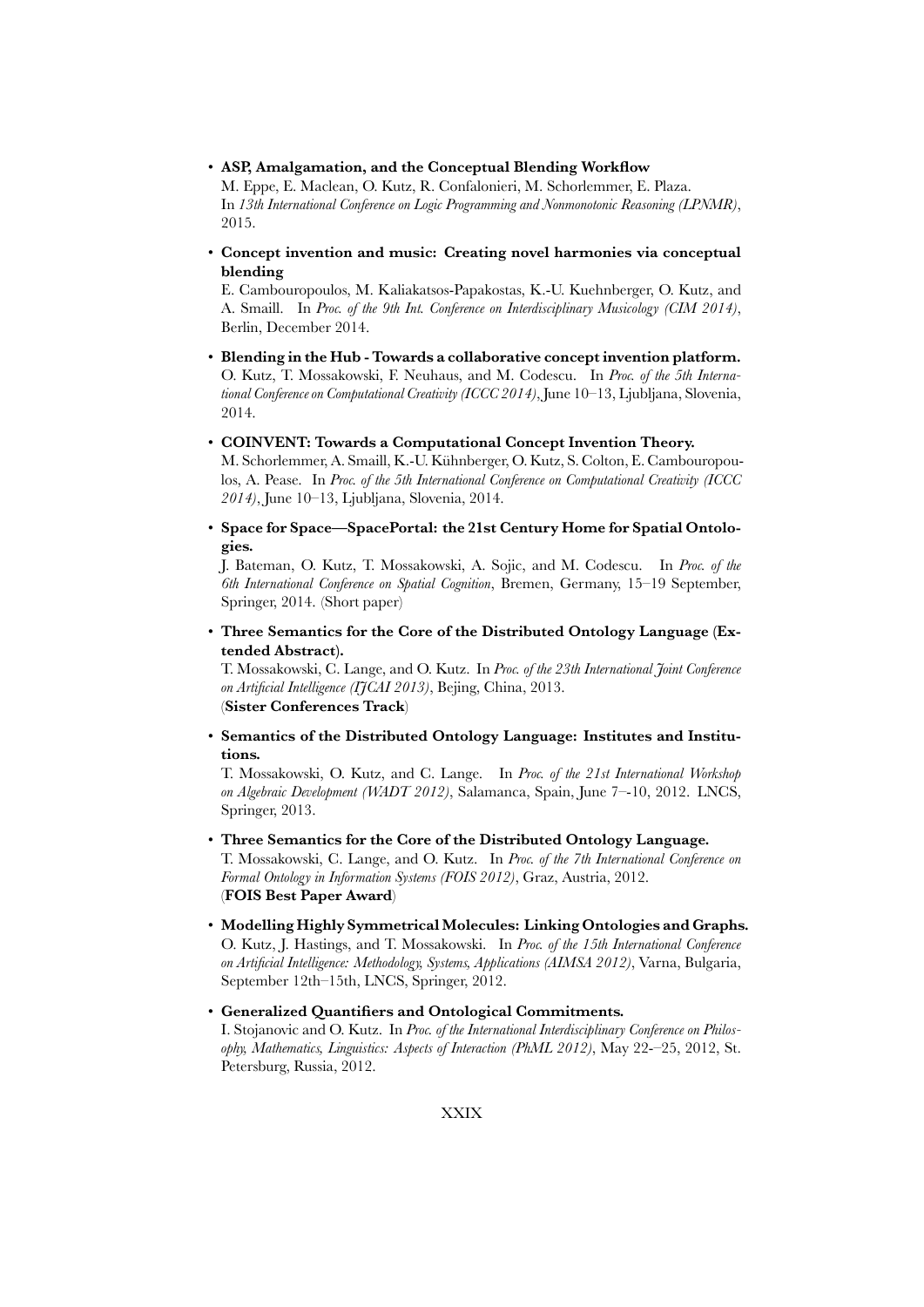- **ASP, Amalgamation, and the Conceptual Blending Workflow**
  M. Eppe, E. Maclean, O. Kutz, R. Confalonieri, M. Schorlemmer, E. Plaza.
  In *13th International Conference on Logic Programming and Nonmonotonic Reasoning (LPNMR)*, 2015.

- **Concept invention and music: Creating novel harmonies via conceptual blending**
  E. Cambouropoulos, M. Kaliakatsos-Papakostas, K.-U. Kuehnberger, O. Kutz, and A. Smaill. In *Proc. of the 9th Int. Conference on Interdisciplinary Musicology (CIM 2014)*, Berlin, December 2014.

- **Blending in the Hub - Towards a collaborative concept invention platform.**
  O. Kutz, T. Mossakowski, F. Neuhaus, and M. Codescu. In *Proc. of the 5th International Conference on Computational Creativity (ICCC 2014)*, June 10–13, Ljubljana, Slovenia, 2014.

- **COINVENT: Towards a Computational Concept Invention Theory.**
  M. Schorlemmer, A. Smaill, K.-U. Kühnberger, O. Kutz, S. Colton, E. Cambouropoulos, A. Pease. In *Proc. of the 5th International Conference on Computational Creativity (ICCC 2014)*, June 10–13, Ljubljana, Slovenia, 2014.

- **Space for Space—SpacePortal: the 21st Century Home for Spatial Ontologies.**
  J. Bateman, O. Kutz, T. Mossakowski, A. Sojic, and M. Codescu. In *Proc. of the 6th International Conference on Spatial Cognition*, Bremen, Germany, 15–19 September, Springer, 2014. (Short paper)

- **Three Semantics for the Core of the Distributed Ontology Language (Extended Abstract).**
  T. Mossakowski, C. Lange, and O. Kutz. In *Proc. of the 23th International Joint Conference on Artificial Intelligence (IJCAI 2013)*, Bejing, China, 2013.
  (**Sister Conferences Track**)

- **Semantics of the Distributed Ontology Language: Institutes and Institutions.**
  T. Mossakowski, O. Kutz, and C. Lange. In *Proc. of the 21st International Workshop on Algebraic Development (WADT 2012)*, Salamanca, Spain, June 7–-10, 2012. LNCS, Springer, 2013.

- **Three Semantics for the Core of the Distributed Ontology Language.**
  T. Mossakowski, C. Lange, and O. Kutz. In *Proc. of the 7th International Conference on Formal Ontology in Information Systems (FOIS 2012)*, Graz, Austria, 2012.
  (**FOIS Best Paper Award**)

- **Modelling Highly Symmetrical Molecules: Linking Ontologies and Graphs.**
  O. Kutz, J. Hastings, and T. Mossakowski. In *Proc. of the 15th International Conference on Artificial Intelligence: Methodology, Systems, Applications (AIMSA 2012)*, Varna, Bulgaria, September 12th–15th, LNCS, Springer, 2012.

- **Generalized Quantifiers and Ontological Commitments.**
  I. Stojanovic and O. Kutz. In *Proc. of the International Interdisciplinary Conference on Philosophy, Mathematics, Linguistics: Aspects of Interaction (PhML 2012)*, May 22-–25, 2012, St. Petersburg, Russia, 2012.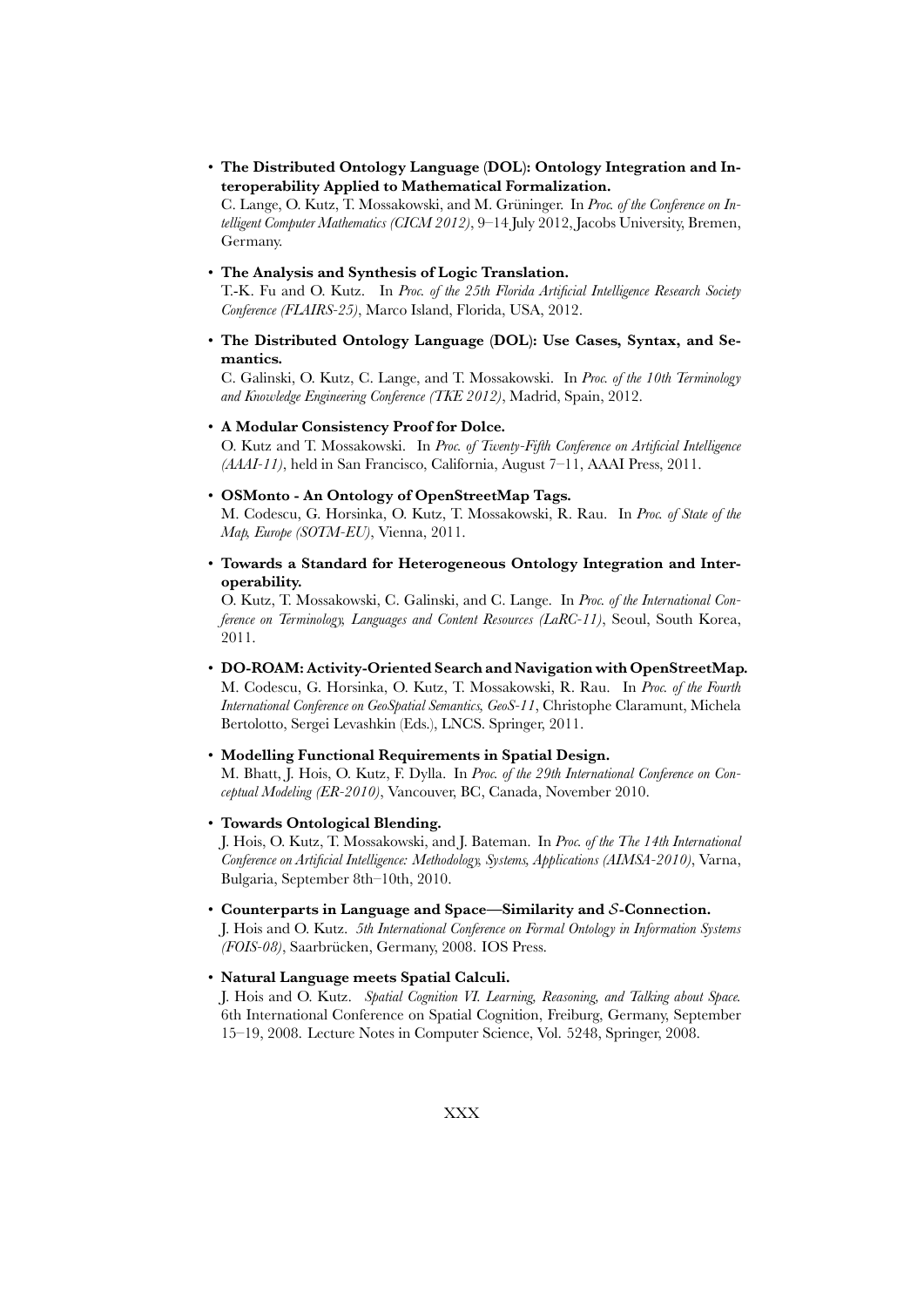- **The Distributed Ontology Language (DOL): Ontology Integration and Interoperability Applied to Mathematical Formalization.**
  C. Lange, O. Kutz, T. Mossakowski, and M. Grüninger. In *Proc. of the Conference on Intelligent Computer Mathematics (CICM 2012)*, 9–14 July 2012, Jacobs University, Bremen, Germany.

- **The Analysis and Synthesis of Logic Translation.**
  T.-K. Fu and O. Kutz. In *Proc. of the 25th Florida Artificial Intelligence Research Society Conference (FLAIRS-25)*, Marco Island, Florida, USA, 2012.

- **The Distributed Ontology Language (DOL): Use Cases, Syntax, and Semantics.**
  C. Galinski, O. Kutz, C. Lange, and T. Mossakowski. In *Proc. of the 10th Terminology and Knowledge Engineering Conference (TKE 2012)*, Madrid, Spain, 2012.

- **A Modular Consistency Proof for Dolce.**
  O. Kutz and T. Mossakowski. In *Proc. of Twenty-Fifth Conference on Artificial Intelligence (AAAI-11)*, held in San Francisco, California, August 7–11, AAAI Press, 2011.

- **OSMonto - An Ontology of OpenStreetMap Tags.**
  M. Codescu, G. Horsinka, O. Kutz, T. Mossakowski, R. Rau. In *Proc. of State of the Map, Europe (SOTM-EU)*, Vienna, 2011.

- **Towards a Standard for Heterogeneous Ontology Integration and Interoperability.**
  O. Kutz, T. Mossakowski, C. Galinski, and C. Lange. In *Proc. of the International Conference on Terminology, Languages and Content Resources (LaRC-11)*, Seoul, South Korea, 2011.

- **DO-ROAM: Activity-Oriented Search and Navigation with OpenStreetMap.**
  M. Codescu, G. Horsinka, O. Kutz, T. Mossakowski, R. Rau. In *Proc. of the Fourth International Conference on GeoSpatial Semantics, GeoS-11*, Christophe Claramunt, Michela Bertolotto, Sergei Levashkin (Eds.), LNCS. Springer, 2011.

- **Modelling Functional Requirements in Spatial Design.**
  M. Bhatt, J. Hois, O. Kutz, F. Dylla. In *Proc. of the 29th International Conference on Conceptual Modeling (ER-2010)*, Vancouver, BC, Canada, November 2010.

- **Towards Ontological Blending.**
  J. Hois, O. Kutz, T. Mossakowski, and J. Bateman. In *Proc. of the The 14th International Conference on Artificial Intelligence: Methodology, Systems, Applications (AIMSA-2010)*, Varna, Bulgaria, September 8th–10th, 2010.

- **Counterparts in Language and Space—Similarity and $\mathcal{S}$-Connection.**
  J. Hois and O. Kutz. *5th International Conference on Formal Ontology in Information Systems (FOIS-08)*, Saarbrücken, Germany, 2008. IOS Press.

- **Natural Language meets Spatial Calculi.**
  J. Hois and O. Kutz. *Spatial Cognition VI. Learning, Reasoning, and Talking about Space.* 6th International Conference on Spatial Cognition, Freiburg, Germany, September 15–19, 2008. Lecture Notes in Computer Science, Vol. 5248, Springer, 2008.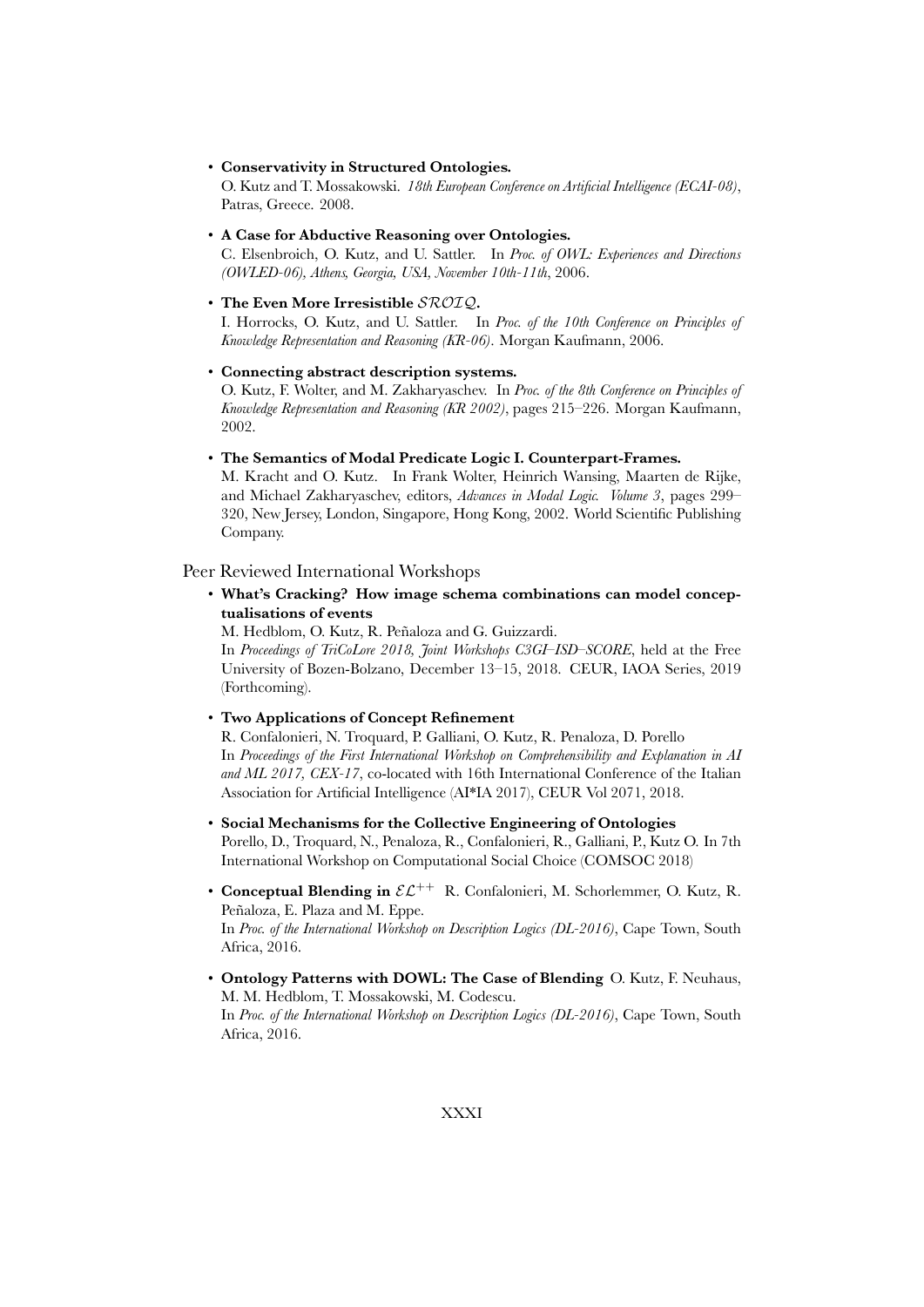- **Conservativity in Structured Ontologies.**
  O. Kutz and T. Mossakowski. *18th European Conference on Artificial Intelligence (ECAI-08)*, Patras, Greece. 2008.

- **A Case for Abductive Reasoning over Ontologies.**
  C. Elsenbroich, O. Kutz, and U. Sattler. In *Proc. of OWL: Experiences and Directions (OWLED-06), Athens, Georgia, USA, November 10th-11th*, 2006.

- **The Even More Irresistible $\mathcal{SROIQ}$.**
  I. Horrocks, O. Kutz, and U. Sattler. In *Proc. of the 10th Conference on Principles of Knowledge Representation and Reasoning (KR-06)*. Morgan Kaufmann, 2006.

- **Connecting abstract description systems.**
  O. Kutz, F. Wolter, and M. Zakharyaschev. In *Proc. of the 8th Conference on Principles of Knowledge Representation and Reasoning (KR 2002)*, pages 215–226. Morgan Kaufmann, 2002.

- **The Semantics of Modal Predicate Logic I. Counterpart-Frames.**
  M. Kracht and O. Kutz. In Frank Wolter, Heinrich Wansing, Maarten de Rijke, and Michael Zakharyaschev, editors, *Advances in Modal Logic. Volume 3*, pages 299–320, New Jersey, London, Singapore, Hong Kong, 2002. World Scientific Publishing Company.

Peer Reviewed International Workshops

- **What's Cracking? How image schema combinations can model conceptualisations of events**
  M. Hedblom, O. Kutz, R. Peñaloza and G. Guizzardi.
  In *Proceedings of TriCoLore 2018, Joint Workshops C3GI–ISD–SCORE*, held at the Free University of Bozen-Bolzano, December 13–15, 2018. CEUR, IAOA Series, 2019 (Forthcoming).

- **Two Applications of Concept Refinement**
  R. Confalonieri, N. Troquard, P. Galliani, O. Kutz, R. Penaloza, D. Porello
  In *Proceedings of the First International Workshop on Comprehensibility and Explanation in AI and ML 2017, CEX-17*, co-located with 16th International Conference of the Italian Association for Artificial Intelligence (AI*IA 2017), CEUR Vol 2071, 2018.

- **Social Mechanisms for the Collective Engineering of Ontologies**
  Porello, D., Troquard, N., Penaloza, R., Confalonieri, R., Galliani, P., Kutz O. In 7th International Workshop on Computational Social Choice (COMSOC 2018)

- **Conceptual Blending in $\mathcal{EL}^{++}$** R. Confalonieri, M. Schorlemmer, O. Kutz, R. Peñaloza, E. Plaza and M. Eppe.
  In *Proc. of the International Workshop on Description Logics (DL-2016)*, Cape Town, South Africa, 2016.

- **Ontology Patterns with DOWL: The Case of Blending** O. Kutz, F. Neuhaus, M. M. Hedblom, T. Mossakowski, M. Codescu.
  In *Proc. of the International Workshop on Description Logics (DL-2016)*, Cape Town, South Africa, 2016.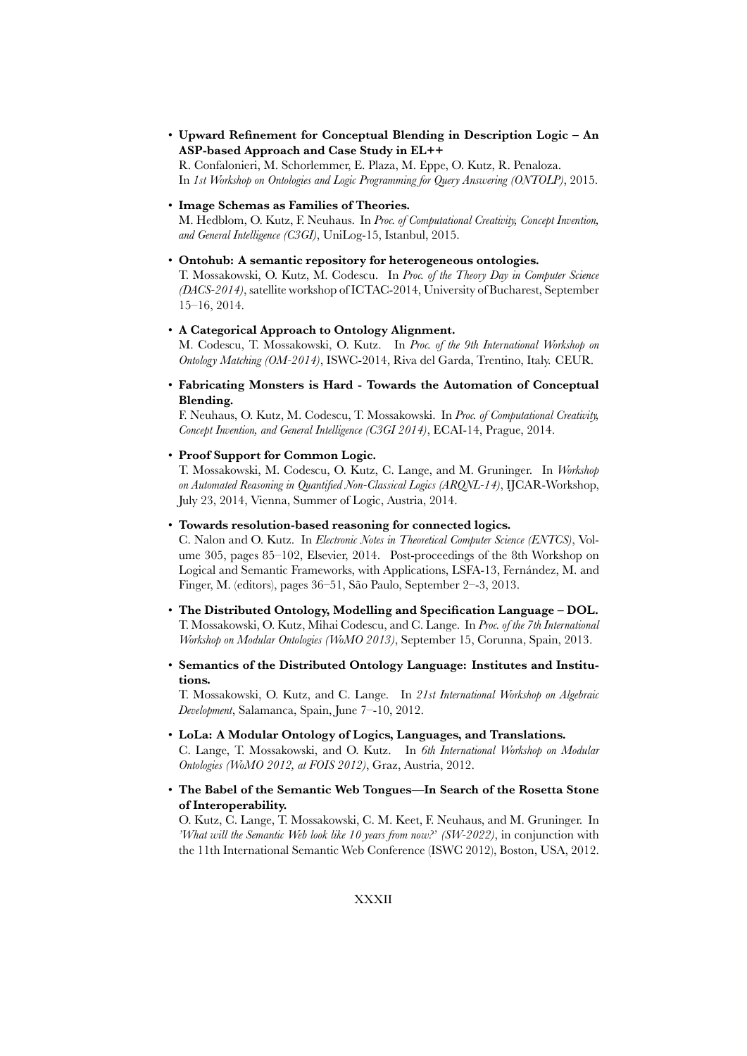- **Upward Refinement for Conceptual Blending in Description Logic – An ASP-based Approach and Case Study in EL++**
  R. Confalonieri, M. Schorlemmer, E. Plaza, M. Eppe, O. Kutz, R. Penaloza.
  In *1st Workshop on Ontologies and Logic Programming for Query Answering (ONTOLP)*, 2015.

- **Image Schemas as Families of Theories.**
  M. Hedblom, O. Kutz, F. Neuhaus. In *Proc. of Computational Creativity, Concept Invention, and General Intelligence (C3GI)*, UniLog-15, Istanbul, 2015.

- **Ontohub: A semantic repository for heterogeneous ontologies.**
  T. Mossakowski, O. Kutz, M. Codescu. In *Proc. of the Theory Day in Computer Science (DACS-2014)*, satellite workshop of ICTAC-2014, University of Bucharest, September 15–16, 2014.

- **A Categorical Approach to Ontology Alignment.**
  M. Codescu, T. Mossakowski, O. Kutz. In *Proc. of the 9th International Workshop on Ontology Matching (OM-2014)*, ISWC-2014, Riva del Garda, Trentino, Italy. CEUR.

- **Fabricating Monsters is Hard - Towards the Automation of Conceptual Blending.**
  F. Neuhaus, O. Kutz, M. Codescu, T. Mossakowski. In *Proc. of Computational Creativity, Concept Invention, and General Intelligence (C3GI 2014)*, ECAI-14, Prague, 2014.

- **Proof Support for Common Logic.**
  T. Mossakowski, M. Codescu, O. Kutz, C. Lange, and M. Gruninger. In *Workshop on Automated Reasoning in Quantified Non-Classical Logics (ARQNL-14)*, IJCAR-Workshop, July 23, 2014, Vienna, Summer of Logic, Austria, 2014.

- **Towards resolution-based reasoning for connected logics.**
  C. Nalon and O. Kutz. In *Electronic Notes in Theoretical Computer Science (ENTCS)*, Volume 305, pages 85–102, Elsevier, 2014. Post-proceedings of the 8th Workshop on Logical and Semantic Frameworks, with Applications, LSFA-13, Fernández, M. and Finger, M. (editors), pages 36–51, São Paulo, September 2–-3, 2013.

- **The Distributed Ontology, Modelling and Specification Language – DOL.**
  T. Mossakowski, O. Kutz, Mihai Codescu, and C. Lange. In *Proc. of the 7th International Workshop on Modular Ontologies (WoMO 2013)*, September 15, Corunna, Spain, 2013.

- **Semantics of the Distributed Ontology Language: Institutes and Institutions.**
  T. Mossakowski, O. Kutz, and C. Lange. In *21st International Workshop on Algebraic Development*, Salamanca, Spain, June 7–-10, 2012.

- **LoLa: A Modular Ontology of Logics, Languages, and Translations.**
  C. Lange, T. Mossakowski, and O. Kutz. In *6th International Workshop on Modular Ontologies (WoMO 2012, at FOIS 2012)*, Graz, Austria, 2012.

- **The Babel of the Semantic Web Tongues—In Search of the Rosetta Stone of Interoperability.**
  O. Kutz, C. Lange, T. Mossakowski, C. M. Keet, F. Neuhaus, and M. Gruninger. In *'What will the Semantic Web look like 10 years from now?' (SW-2022)*, in conjunction with the 11th International Semantic Web Conference (ISWC 2012), Boston, USA, 2012.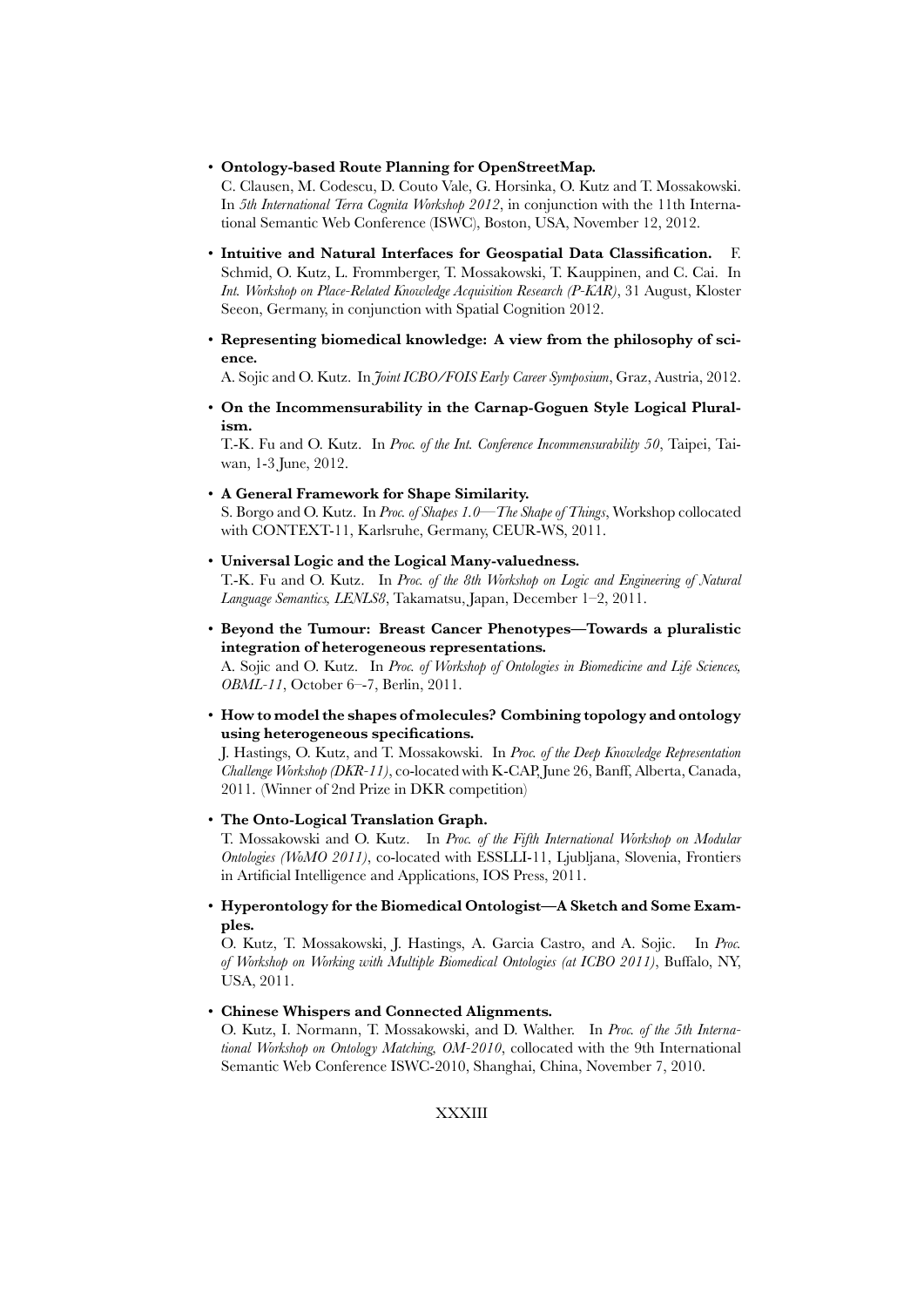- **Ontology-based Route Planning for OpenStreetMap.**
  C. Clausen, M. Codescu, D. Couto Vale, G. Horsinka, O. Kutz and T. Mossakowski. In *5th International Terra Cognita Workshop 2012*, in conjunction with the 11th International Semantic Web Conference (ISWC), Boston, USA, November 12, 2012.

- **Intuitive and Natural Interfaces for Geospatial Data Classification.** F. Schmid, O. Kutz, L. Frommberger, T. Mossakowski, T. Kauppinen, and C. Cai. In *Int. Workshop on Place-Related Knowledge Acquisition Research (P-KAR)*, 31 August, Kloster Seeon, Germany, in conjunction with Spatial Cognition 2012.

- **Representing biomedical knowledge: A view from the philosophy of science.**
  A. Sojic and O. Kutz. In *Joint ICBO/FOIS Early Career Symposium*, Graz, Austria, 2012.

- **On the Incommensurability in the Carnap-Goguen Style Logical Pluralism.**
  T.-K. Fu and O. Kutz. In *Proc. of the Int. Conference Incommensurability 50*, Taipei, Taiwan, 1-3 June, 2012.

- **A General Framework for Shape Similarity.**
  S. Borgo and O. Kutz. In *Proc. of Shapes 1.0—The Shape of Things*, Workshop collocated with CONTEXT-11, Karlsruhe, Germany, CEUR-WS, 2011.

- **Universal Logic and the Logical Many-valuedness.**
  T.-K. Fu and O. Kutz. In *Proc. of the 8th Workshop on Logic and Engineering of Natural Language Semantics, LENLS8*, Takamatsu, Japan, December 1–2, 2011.

- **Beyond the Tumour: Breast Cancer Phenotypes—Towards a pluralistic integration of heterogeneous representations.**
  A. Sojic and O. Kutz. In *Proc. of Workshop of Ontologies in Biomedicine and Life Sciences, OBML-11*, October 6–-7, Berlin, 2011.

- **How to model the shapes of molecules? Combining topology and ontology using heterogeneous specifications.**
  J. Hastings, O. Kutz, and T. Mossakowski. In *Proc. of the Deep Knowledge Representation Challenge Workshop (DKR-11)*, co-located with K-CAP, June 26, Banff, Alberta, Canada, 2011. (Winner of 2nd Prize in DKR competition)

- **The Onto-Logical Translation Graph.**
  T. Mossakowski and O. Kutz. In *Proc. of the Fifth International Workshop on Modular Ontologies (WoMO 2011)*, co-located with ESSLLI-11, Ljubljana, Slovenia, Frontiers in Artificial Intelligence and Applications, IOS Press, 2011.

- **Hyperontology for the Biomedical Ontologist—A Sketch and Some Examples.**
  O. Kutz, T. Mossakowski, J. Hastings, A. Garcia Castro, and A. Sojic. In *Proc. of Workshop on Working with Multiple Biomedical Ontologies (at ICBO 2011)*, Buffalo, NY, USA, 2011.

- **Chinese Whispers and Connected Alignments.**
  O. Kutz, I. Normann, T. Mossakowski, and D. Walther. In *Proc. of the 5th International Workshop on Ontology Matching, OM-2010*, collocated with the 9th International Semantic Web Conference ISWC-2010, Shanghai, China, November 7, 2010.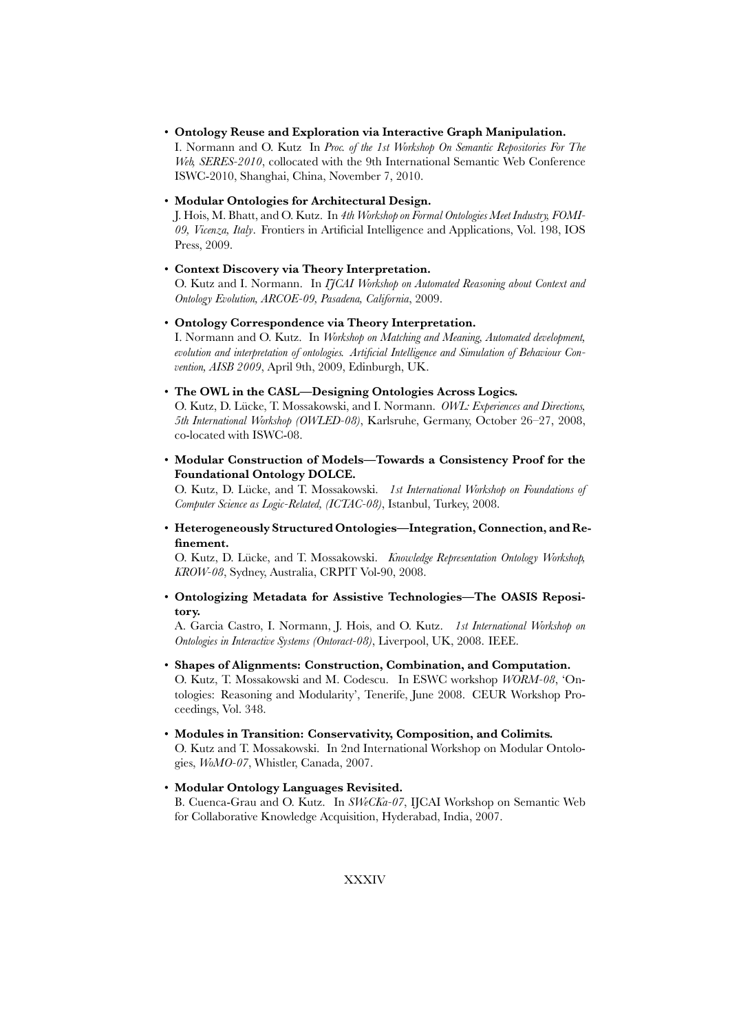- **Ontology Reuse and Exploration via Interactive Graph Manipulation.**
  I. Normann and O. Kutz In *Proc. of the 1st Workshop On Semantic Repositories For The Web, SERES-2010*, collocated with the 9th International Semantic Web Conference ISWC-2010, Shanghai, China, November 7, 2010.

- **Modular Ontologies for Architectural Design.**
  J. Hois, M. Bhatt, and O. Kutz. In *4th Workshop on Formal Ontologies Meet Industry, FOMI-09, Vicenza, Italy*. Frontiers in Artificial Intelligence and Applications, Vol. 198, IOS Press, 2009.

- **Context Discovery via Theory Interpretation.**
  O. Kutz and I. Normann. In *IJCAI Workshop on Automated Reasoning about Context and Ontology Evolution, ARCOE-09, Pasadena, California*, 2009.

- **Ontology Correspondence via Theory Interpretation.**
  I. Normann and O. Kutz. In *Workshop on Matching and Meaning, Automated development, evolution and interpretation of ontologies. Artificial Intelligence and Simulation of Behaviour Convention, AISB 2009*, April 9th, 2009, Edinburgh, UK.

- **The OWL in the CASL—Designing Ontologies Across Logics.**
  O. Kutz, D. Lücke, T. Mossakowski, and I. Normann. *OWL: Experiences and Directions, 5th International Workshop (OWLED-08)*, Karlsruhe, Germany, October 26–27, 2008, co-located with ISWC-08.

- **Modular Construction of Models—Towards a Consistency Proof for the Foundational Ontology DOLCE.**
  O. Kutz, D. Lücke, and T. Mossakowski. *1st International Workshop on Foundations of Computer Science as Logic-Related, (ICTAC-08)*, Istanbul, Turkey, 2008.

- **Heterogeneously Structured Ontologies—Integration, Connection, and Refinement.**
  O. Kutz, D. Lücke, and T. Mossakowski. *Knowledge Representation Ontology Workshop, KROW-08*, Sydney, Australia, CRPIT Vol-90, 2008.

- **Ontologizing Metadata for Assistive Technologies—The OASIS Repository.**
  A. Garcia Castro, I. Normann, J. Hois, and O. Kutz. *1st International Workshop on Ontologies in Interactive Systems (Ontoract-08)*, Liverpool, UK, 2008. IEEE.

- **Shapes of Alignments: Construction, Combination, and Computation.**
  O. Kutz, T. Mossakowski and M. Codescu. In ESWC workshop *WORM-08*, 'Ontologies: Reasoning and Modularity', Tenerife, June 2008. CEUR Workshop Proceedings, Vol. 348.

- **Modules in Transition: Conservativity, Composition, and Colimits.**
  O. Kutz and T. Mossakowski. In 2nd International Workshop on Modular Ontologies, *WoMO-07*, Whistler, Canada, 2007.

- **Modular Ontology Languages Revisited.**
  B. Cuenca-Grau and O. Kutz. In *SWeCKa-07*, IJCAI Workshop on Semantic Web for Collaborative Knowledge Acquisition, Hyderabad, India, 2007.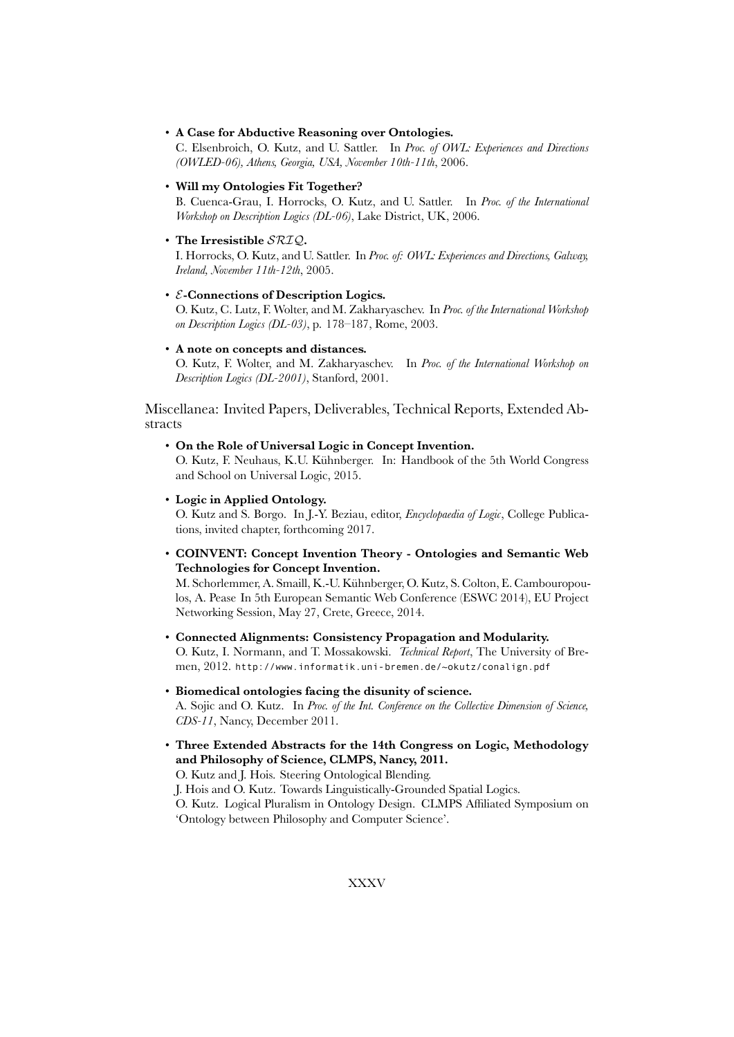- **A Case for Abductive Reasoning over Ontologies.**
  C. Elsenbroich, O. Kutz, and U. Sattler. In *Proc. of OWL: Experiences and Directions (OWLED-06), Athens, Georgia, USA, November 10th-11th*, 2006.

- **Will my Ontologies Fit Together?**
  B. Cuenca-Grau, I. Horrocks, O. Kutz, and U. Sattler. In *Proc. of the International Workshop on Description Logics (DL-06)*, Lake District, UK, 2006.

- **The Irresistible $\mathcal{SRIQ}$.**
  I. Horrocks, O. Kutz, and U. Sattler. In *Proc. of: OWL: Experiences and Directions, Galway, Ireland, November 11th-12th*, 2005.

- **$\mathcal{E}$-Connections of Description Logics.**
  O. Kutz, C. Lutz, F. Wolter, and M. Zakharyaschev. In *Proc. of the International Workshop on Description Logics (DL-03)*, p. 178–187, Rome, 2003.

- **A note on concepts and distances.**
  O. Kutz, F. Wolter, and M. Zakharyaschev. In *Proc. of the International Workshop on Description Logics (DL-2001)*, Stanford, 2001.

Miscellanea: Invited Papers, Deliverables, Technical Reports, Extended Abstracts

- **On the Role of Universal Logic in Concept Invention.**
  O. Kutz, F. Neuhaus, K.U. Kühnberger. In: Handbook of the 5th World Congress and School on Universal Logic, 2015.

- **Logic in Applied Ontology.**
  O. Kutz and S. Borgo. In J.-Y. Beziau, editor, *Encyclopaedia of Logic*, College Publications, invited chapter, forthcoming 2017.

- **COINVENT: Concept Invention Theory - Ontologies and Semantic Web Technologies for Concept Invention.**
  M. Schorlemmer, A. Smaill, K.-U. Kühnberger, O. Kutz, S. Colton, E. Cambouropoulos, A. Pease In 5th European Semantic Web Conference (ESWC 2014), EU Project Networking Session, May 27, Crete, Greece, 2014.

- **Connected Alignments: Consistency Propagation and Modularity.**
  O. Kutz, I. Normann, and T. Mossakowski. *Technical Report*, The University of Bremen, 2012. http://www.informatik.uni-bremen.de/~okutz/conalign.pdf

- **Biomedical ontologies facing the disunity of science.**
  A. Sojic and O. Kutz. In *Proc. of the Int. Conference on the Collective Dimension of Science, CDS-11*, Nancy, December 2011.

- **Three Extended Abstracts for the 14th Congress on Logic, Methodology and Philosophy of Science, CLMPS, Nancy, 2011.**
  O. Kutz and J. Hois. Steering Ontological Blending.
  J. Hois and O. Kutz. Towards Linguistically-Grounded Spatial Logics.
  O. Kutz. Logical Pluralism in Ontology Design. CLMPS Affiliated Symposium on 'Ontology between Philosophy and Computer Science'.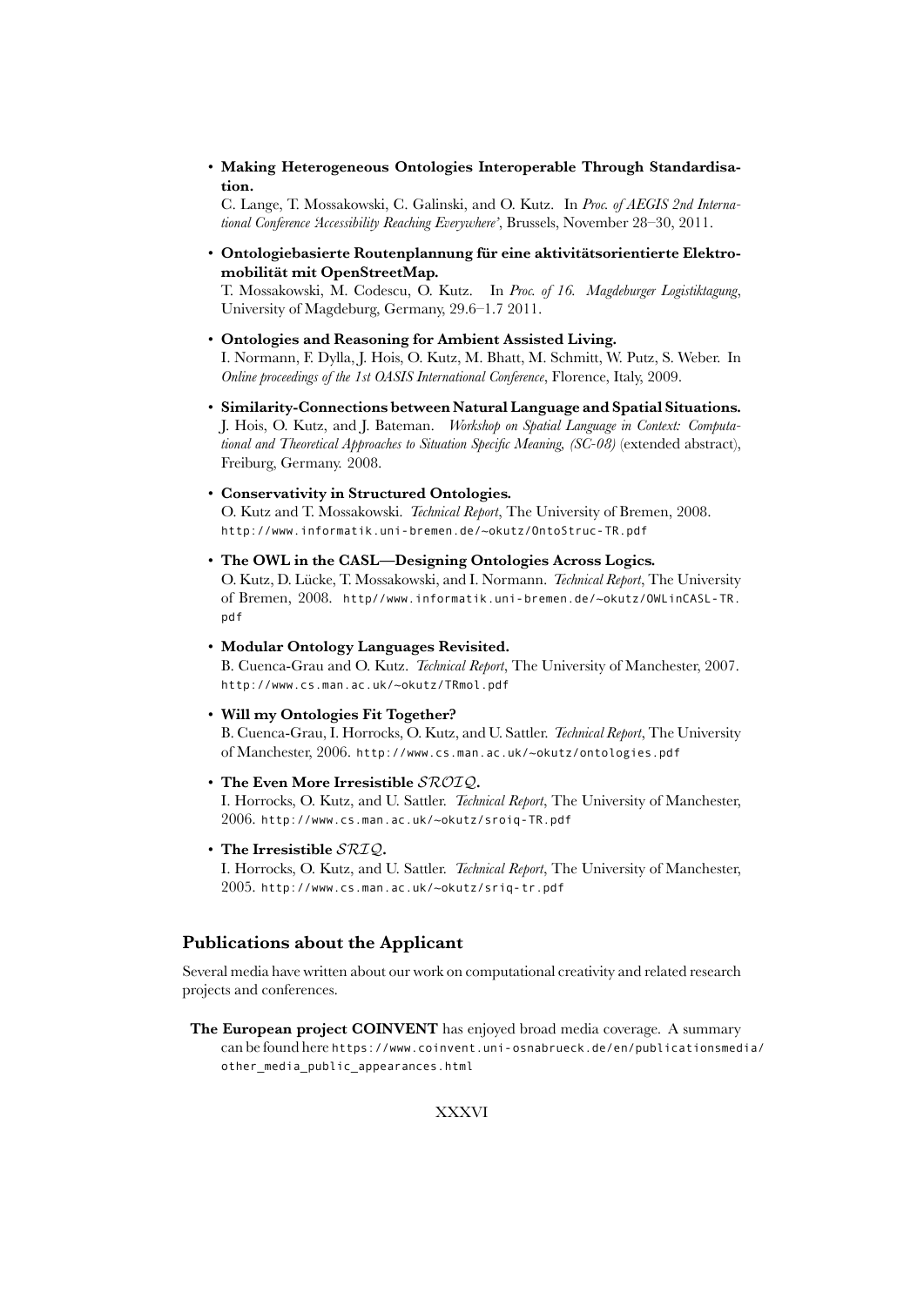- **Making Heterogeneous Ontologies Interoperable Through Standardisation.**
  C. Lange, T. Mossakowski, C. Galinski, and O. Kutz. In *Proc. of AEGIS 2nd International Conference 'Accessibility Reaching Everywhere'*, Brussels, November 28–30, 2011.

- **Ontologiebasierte Routenplannung für eine aktivitätsorientierte Elektromobilität mit OpenStreetMap.**
  T. Mossakowski, M. Codescu, O. Kutz. In *Proc. of 16. Magdeburger Logistiktagung*, University of Magdeburg, Germany, 29.6–1.7 2011.

- **Ontologies and Reasoning for Ambient Assisted Living.**
  I. Normann, F. Dylla, J. Hois, O. Kutz, M. Bhatt, M. Schmitt, W. Putz, S. Weber. In *Online proceedings of the 1st OASIS International Conference*, Florence, Italy, 2009.

- **Similarity-Connections between Natural Language and Spatial Situations.**
  J. Hois, O. Kutz, and J. Bateman. *Workshop on Spatial Language in Context: Computational and Theoretical Approaches to Situation Specific Meaning, (SC-08)* (extended abstract), Freiburg, Germany. 2008.

- **Conservativity in Structured Ontologies.**
  O. Kutz and T. Mossakowski. *Technical Report*, The University of Bremen, 2008. http://www.informatik.uni-bremen.de/~okutz/OntoStruc-TR.pdf

- **The OWL in the CASL—Designing Ontologies Across Logics.**
  O. Kutz, D. Lücke, T. Mossakowski, and I. Normann. *Technical Report*, The University of Bremen, 2008. http//www.informatik.uni-bremen.de/~okutz/OWLinCASL-TR.pdf

- **Modular Ontology Languages Revisited.**
  B. Cuenca-Grau and O. Kutz. *Technical Report*, The University of Manchester, 2007. http://www.cs.man.ac.uk/~okutz/TRmol.pdf

- **Will my Ontologies Fit Together?**
  B. Cuenca-Grau, I. Horrocks, O. Kutz, and U. Sattler. *Technical Report*, The University of Manchester, 2006. http://www.cs.man.ac.uk/~okutz/ontologies.pdf

- **The Even More Irresistible $\mathcal{SROIQ}$.**
  I. Horrocks, O. Kutz, and U. Sattler. *Technical Report*, The University of Manchester, 2006. http://www.cs.man.ac.uk/~okutz/sroiq-TR.pdf

- **The Irresistible $\mathcal{SRIQ}$.**
  I. Horrocks, O. Kutz, and U. Sattler. *Technical Report*, The University of Manchester, 2005. http://www.cs.man.ac.uk/~okutz/sriq-tr.pdf

## Publications about the Applicant

Several media have written about our work on computational creativity and related research projects and conferences.

**The European project COINVENT** has enjoyed broad media coverage. A summary can be found here https://www.coinvent.uni-osnabrueck.de/en/publicationsmedia/other_media_public_appearances.html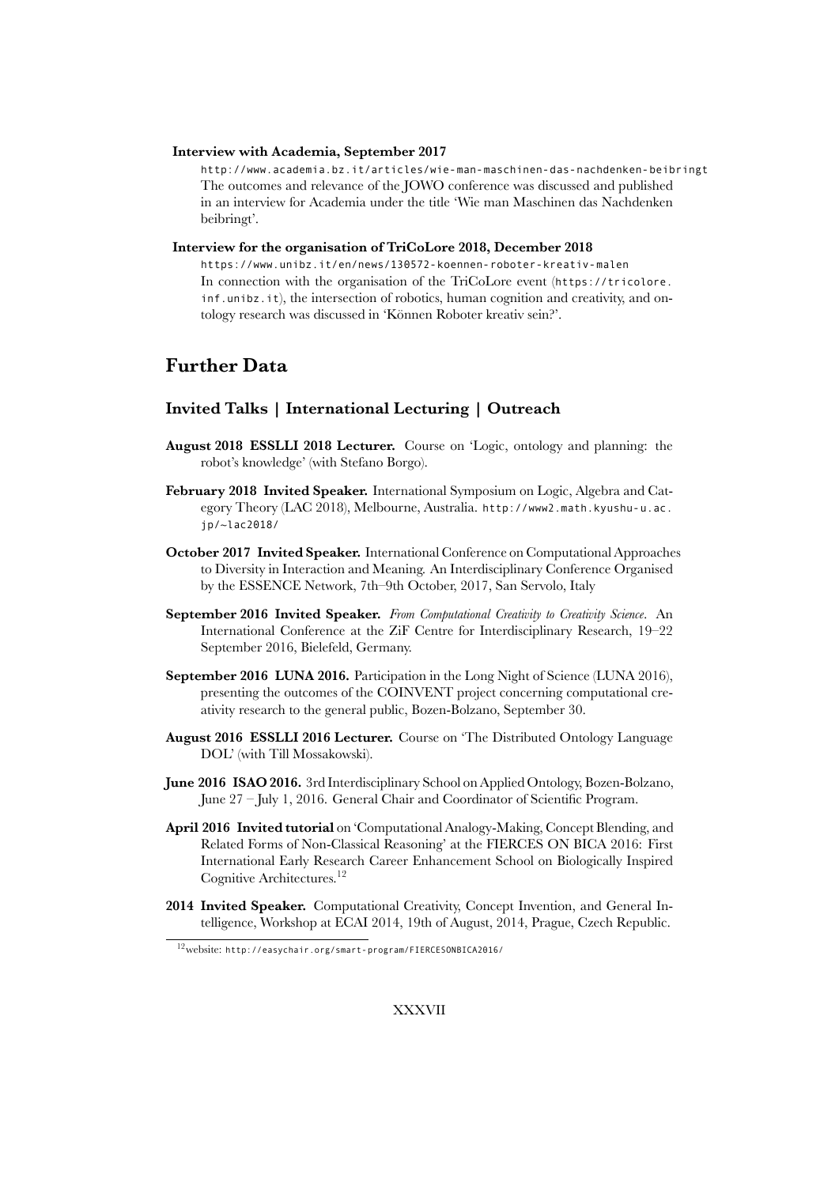**Interview with Academia, September 2017**

http://www.academia.bz.it/articles/wie-man-maschinen-das-nachdenken-beibringt
The outcomes and relevance of the JOWO conference was discussed and published in an interview for Academia under the title 'Wie man Maschinen das Nachdenken beibringt'.

**Interview for the organisation of TriCoLore 2018, December 2018**

https://www.unibz.it/en/news/130572-koennen-roboter-kreativ-malen
In connection with the organisation of the TriCoLore event (https://tricolore.inf.unibz.it), the intersection of robotics, human cognition and creativity, and ontology research was discussed in 'Können Roboter kreativ sein?'.

# Further Data

## Invited Talks | International Lecturing | Outreach

**August 2018 ESSLLI 2018 Lecturer.** Course on 'Logic, ontology and planning: the robot's knowledge' (with Stefano Borgo).

**February 2018 Invited Speaker.** International Symposium on Logic, Algebra and Category Theory (LAC 2018), Melbourne, Australia. http://www2.math.kyushu-u.ac.jp/~lac2018/

**October 2017 Invited Speaker.** International Conference on Computational Approaches to Diversity in Interaction and Meaning. An Interdisciplinary Conference Organised by the ESSENCE Network, 7th–9th October, 2017, San Servolo, Italy

**September 2016 Invited Speaker.** *From Computational Creativity to Creativity Science*. An International Conference at the ZiF Centre for Interdisciplinary Research, 19–22 September 2016, Bielefeld, Germany.

**September 2016 LUNA 2016.** Participation in the Long Night of Science (LUNA 2016), presenting the outcomes of the COINVENT project concerning computational creativity research to the general public, Bozen-Bolzano, September 30.

**August 2016 ESSLLI 2016 Lecturer.** Course on 'The Distributed Ontology Language DOL' (with Till Mossakowski).

**June 2016 ISAO 2016.** 3rd Interdisciplinary School on Applied Ontology, Bozen-Bolzano, June 27 – July 1, 2016. General Chair and Coordinator of Scientific Program.

**April 2016 Invited tutorial** on 'Computational Analogy-Making, Concept Blending, and Related Forms of Non-Classical Reasoning' at the FIERCES ON BICA 2016: First International Early Research Career Enhancement School on Biologically Inspired Cognitive Architectures.[12]

**2014 Invited Speaker.** Computational Creativity, Concept Invention, and General Intelligence, Workshop at ECAI 2014, 19th of August, 2014, Prague, Czech Republic.

[12] website: http://easychair.org/smart-program/FIERCESONBICA2016/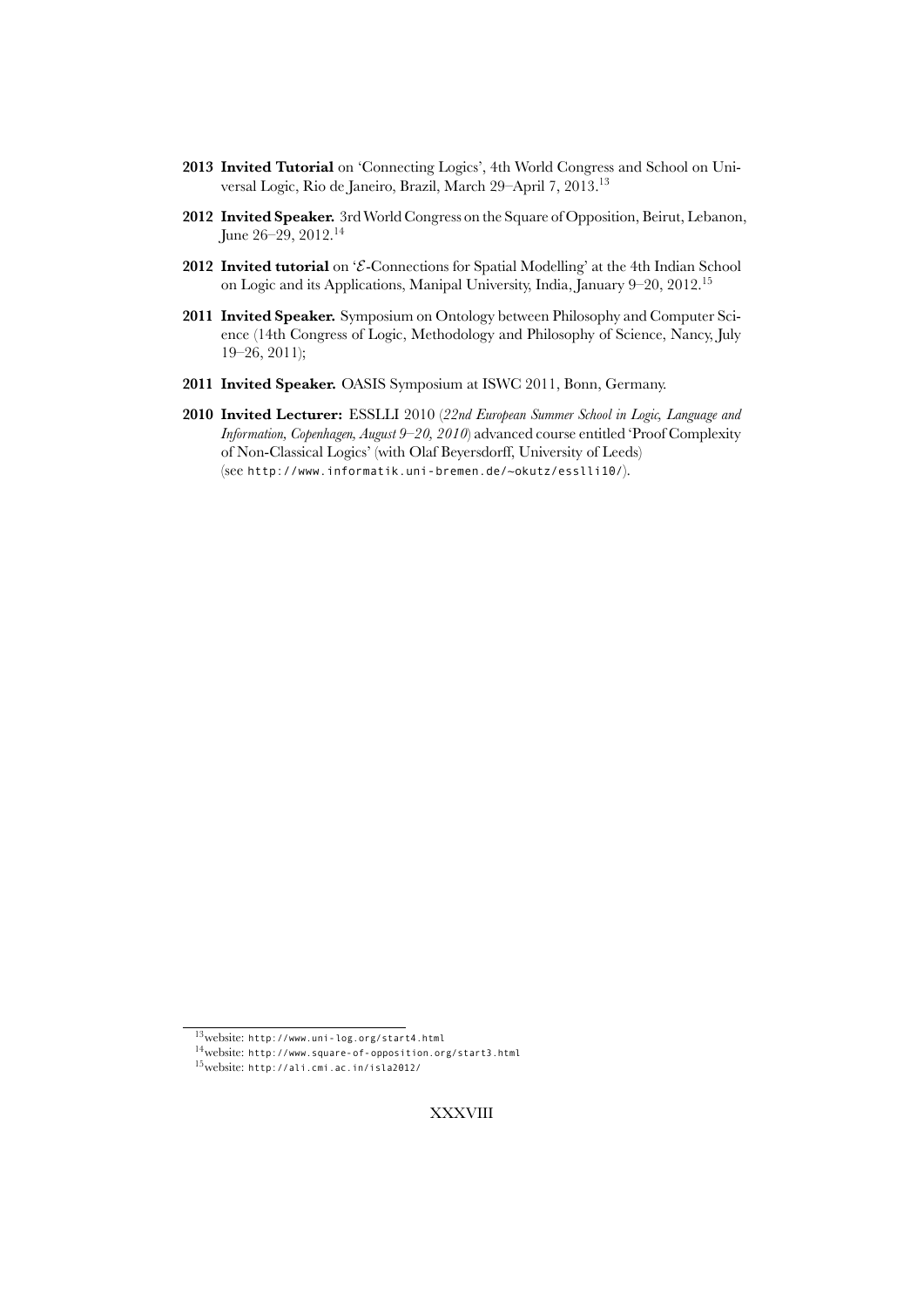**2013** **Invited Tutorial** on 'Connecting Logics', 4th World Congress and School on Universal Logic, Rio de Janeiro, Brazil, March 29–April 7, 2013.[13]

**2012** **Invited Speaker.** 3rd World Congress on the Square of Opposition, Beirut, Lebanon, June 26–29, 2012.[14]

**2012** **Invited tutorial** on '$\mathcal{E}$-Connections for Spatial Modelling' at the 4th Indian School on Logic and its Applications, Manipal University, India, January 9–20, 2012.[15]

**2011** **Invited Speaker.** Symposium on Ontology between Philosophy and Computer Science (14th Congress of Logic, Methodology and Philosophy of Science, Nancy, July 19–26, 2011);

**2011** **Invited Speaker.** OASIS Symposium at ISWC 2011, Bonn, Germany.

**2010** **Invited Lecturer:** ESSLLI 2010 (*22nd European Summer School in Logic, Language and Information, Copenhagen, August 9–20, 2010*) advanced course entitled 'Proof Complexity of Non-Classical Logics' (with Olaf Beyersdorff, University of Leeds) (see http://www.informatik.uni-bremen.de/~okutz/esslli10/).

---

[13] website: http://www.uni-log.org/start4.html

[14] website: http://www.square-of-opposition.org/start3.html

[15] website: http://ali.cmi.ac.in/isla2012/